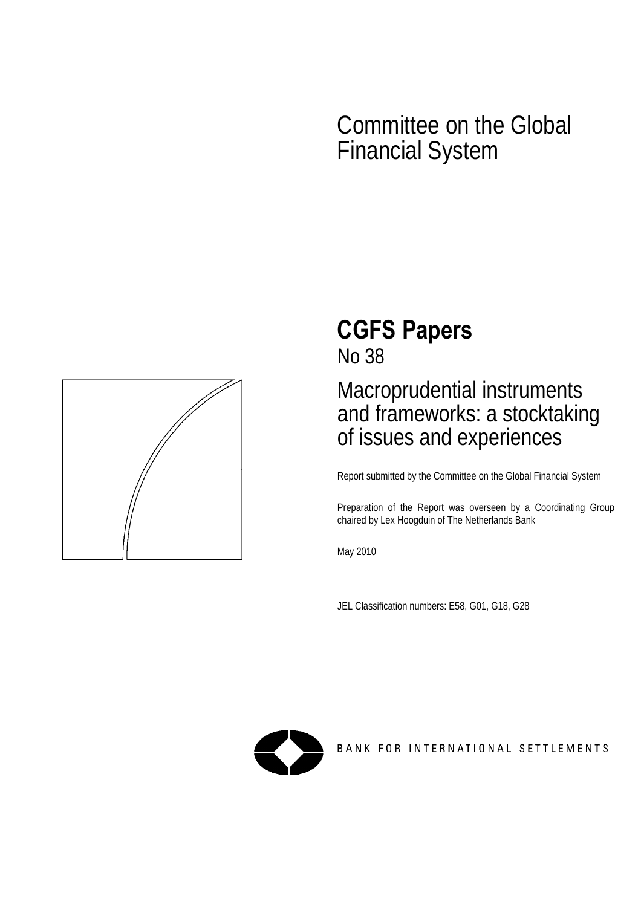Committee on the Global Financial System

# CGFS Papers

No 38

## Macroprudential instruments and frameworks: a stocktaking of issues and experiences

Report submitted by the Committee on the Global Financial System

Preparation of the Report was overseen by a Coordinating Group chaired by Lex Hoogduin of The Netherlands Bank

May 2010

JEL Classification numbers: E58, G01, G18, G28

BANK FOR INTERNATIONAL SETTLEMENTS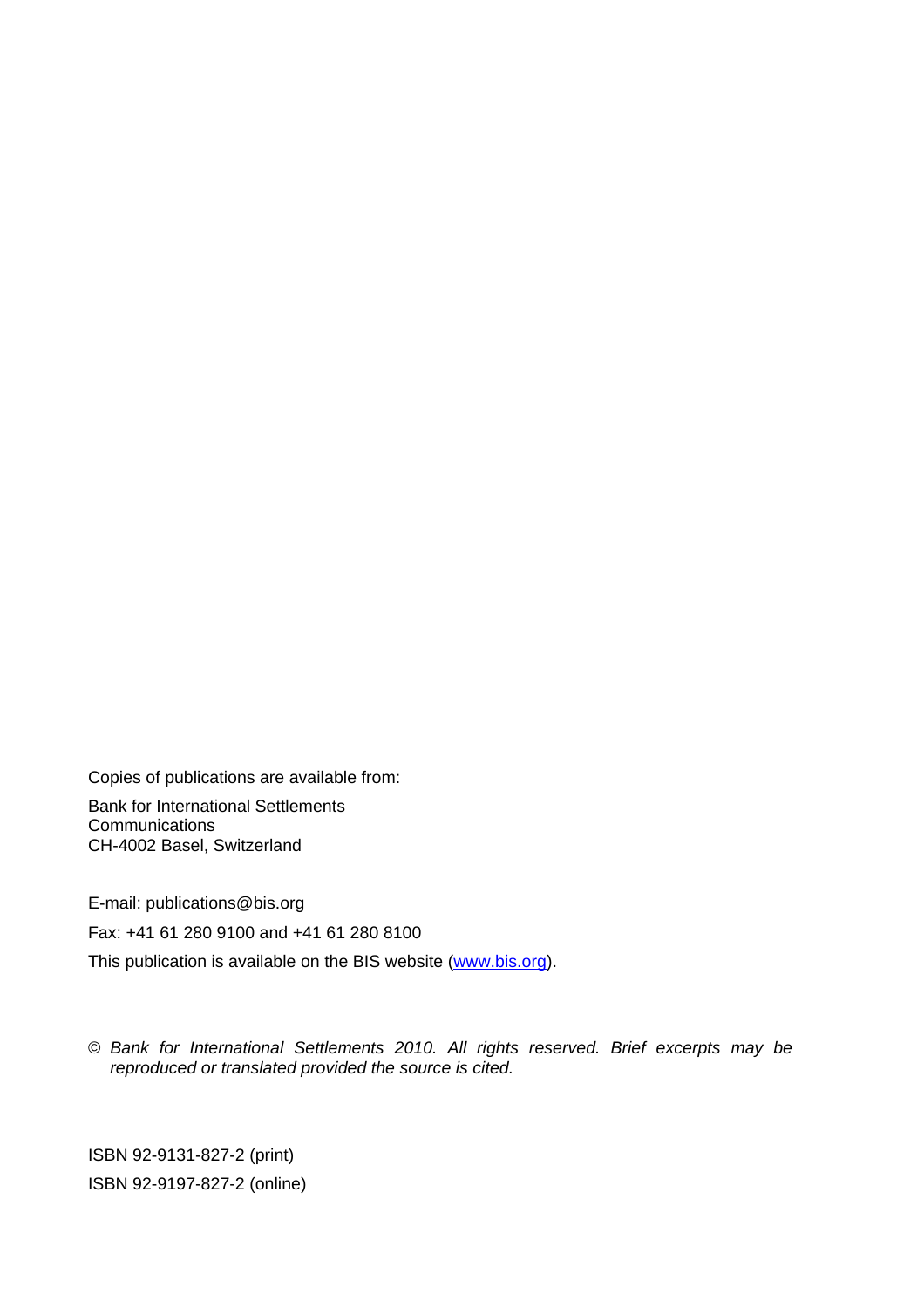Copies of publications are available from:

Bank for International Settlements
Communications
CH-4002 Basel, Switzerland

E-mail: publications@bis.org

Fax: +41 61 280 9100 and +41 61 280 8100

This publication is available on the BIS website (www.bis.org).

© *Bank for International Settlements 2010. All rights reserved. Brief excerpts may be reproduced or translated provided the source is cited.*

ISBN 92-9131-827-2 (print)

ISBN 92-9197-827-2 (online)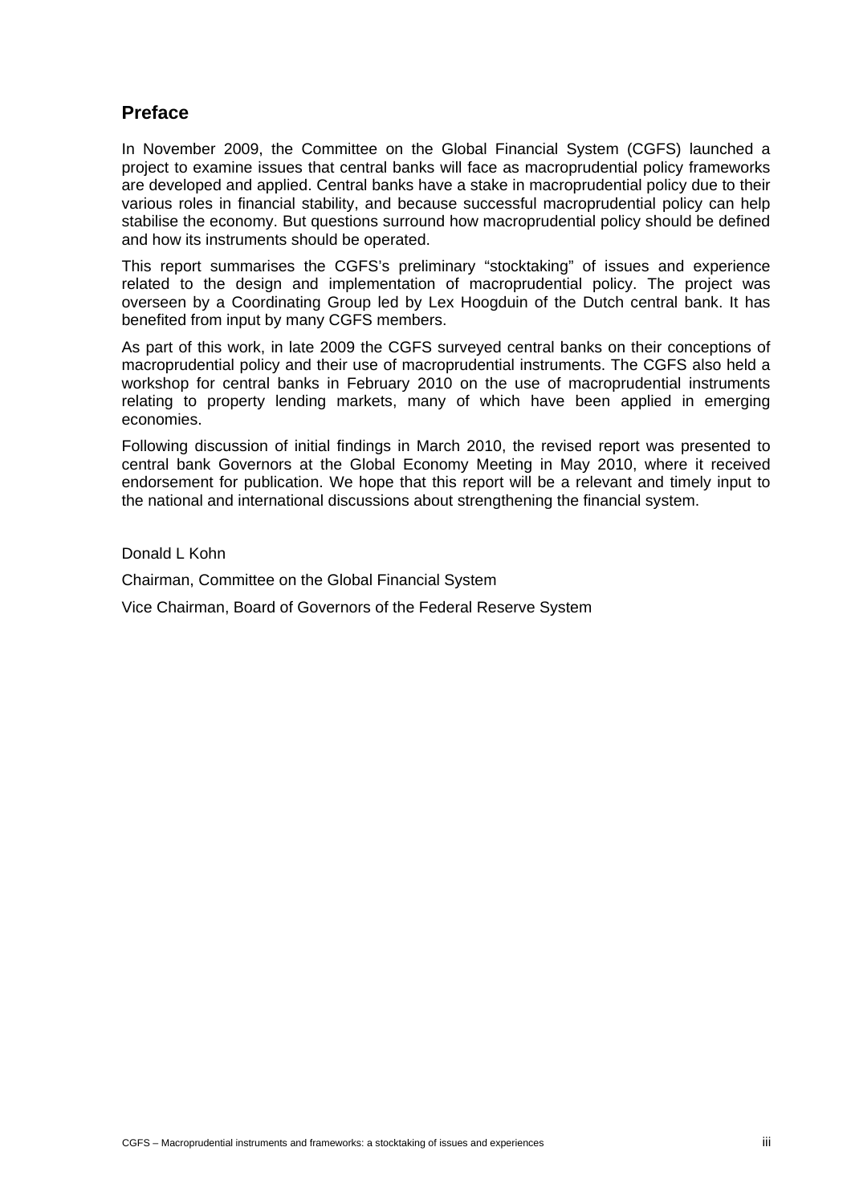## Preface

In November 2009, the Committee on the Global Financial System (CGFS) launched a project to examine issues that central banks will face as macroprudential policy frameworks are developed and applied. Central banks have a stake in macroprudential policy due to their various roles in financial stability, and because successful macroprudential policy can help stabilise the economy. But questions surround how macroprudential policy should be defined and how its instruments should be operated.

This report summarises the CGFS's preliminary "stocktaking" of issues and experience related to the design and implementation of macroprudential policy. The project was overseen by a Coordinating Group led by Lex Hoogduin of the Dutch central bank. It has benefited from input by many CGFS members.

As part of this work, in late 2009 the CGFS surveyed central banks on their conceptions of macroprudential policy and their use of macroprudential instruments. The CGFS also held a workshop for central banks in February 2010 on the use of macroprudential instruments relating to property lending markets, many of which have been applied in emerging economies.

Following discussion of initial findings in March 2010, the revised report was presented to central bank Governors at the Global Economy Meeting in May 2010, where it received endorsement for publication. We hope that this report will be a relevant and timely input to the national and international discussions about strengthening the financial system.

Donald L Kohn

Chairman, Committee on the Global Financial System

Vice Chairman, Board of Governors of the Federal Reserve System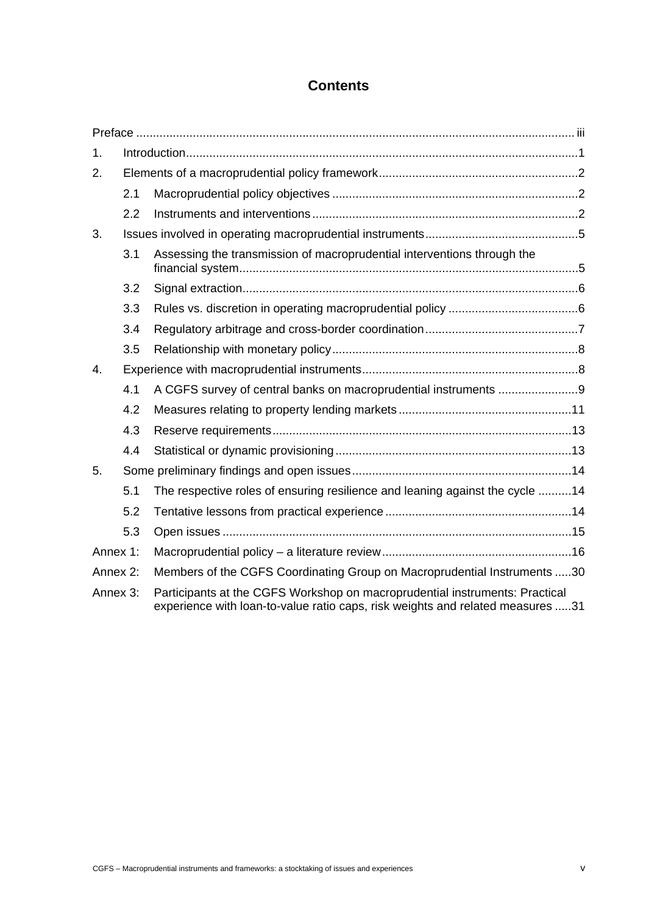# Contents

Preface .................................................................................................................................. iii

1. Introduction.....................................................................................................................1
2. Elements of a macroprudential policy framework ...........................................................2
   - 2.1 Macroprudential policy objectives .........................................................................2
   - 2.2 Instruments and interventions ...............................................................................2
3. Issues involved in operating macroprudential instruments.............................................5
   - 3.1 Assessing the transmission of macroprudential interventions through the financial system....................................................................................................5
   - 3.2 Signal extraction....................................................................................................6
   - 3.3 Rules vs. discretion in operating macroprudential policy .......................................6
   - 3.4 Regulatory arbitrage and cross-border coordination .............................................7
   - 3.5 Relationship with monetary policy.........................................................................8
4. Experience with macroprudential instruments................................................................8
   - 4.1 A CGFS survey of central banks on macroprudential instruments ........................9
   - 4.2 Measures relating to property lending markets ....................................................11
   - 4.3 Reserve requirements.........................................................................................13
   - 4.4 Statistical or dynamic provisioning ......................................................................13
5. Some preliminary findings and open issues .................................................................14
   - 5.1 The respective roles of ensuring resilience and leaning against the cycle ..........14
   - 5.2 Tentative lessons from practical experience ........................................................14
   - 5.3 Open issues ........................................................................................................15

Annex 1: Macroprudential policy – a literature review .........................................................16

Annex 2: Members of the CGFS Coordinating Group on Macroprudential Instruments .....30

Annex 3: Participants at the CGFS Workshop on macroprudential instruments: Practical experience with loan-to-value ratio caps, risk weights and related measures .....31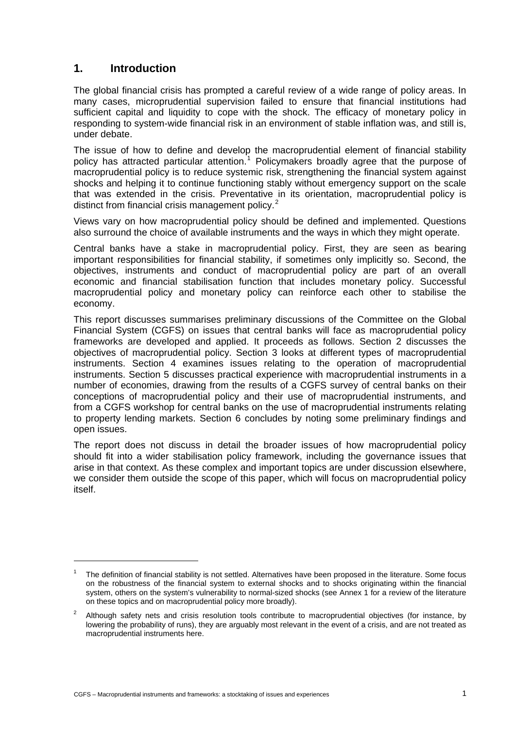## 1. Introduction

The global financial crisis has prompted a careful review of a wide range of policy areas. In many cases, microprudential supervision failed to ensure that financial institutions had sufficient capital and liquidity to cope with the shock. The efficacy of monetary policy in responding to system-wide financial risk in an environment of stable inflation was, and still is, under debate.

The issue of how to define and develop the macroprudential element of financial stability policy has attracted particular attention.[1] Policymakers broadly agree that the purpose of macroprudential policy is to reduce systemic risk, strengthening the financial system against shocks and helping it to continue functioning stably without emergency support on the scale that was extended in the crisis. Preventative in its orientation, macroprudential policy is distinct from financial crisis management policy.[2]

Views vary on how macroprudential policy should be defined and implemented. Questions also surround the choice of available instruments and the ways in which they might operate.

Central banks have a stake in macroprudential policy. First, they are seen as bearing important responsibilities for financial stability, if sometimes only implicitly so. Second, the objectives, instruments and conduct of macroprudential policy are part of an overall economic and financial stabilisation function that includes monetary policy. Successful macroprudential policy and monetary policy can reinforce each other to stabilise the economy.

This report discusses summarises preliminary discussions of the Committee on the Global Financial System (CGFS) on issues that central banks will face as macroprudential policy frameworks are developed and applied. It proceeds as follows. Section 2 discusses the objectives of macroprudential policy. Section 3 looks at different types of macroprudential instruments. Section 4 examines issues relating to the operation of macroprudential instruments. Section 5 discusses practical experience with macroprudential instruments in a number of economies, drawing from the results of a CGFS survey of central banks on their conceptions of macroprudential policy and their use of macroprudential instruments, and from a CGFS workshop for central banks on the use of macroprudential instruments relating to property lending markets. Section 6 concludes by noting some preliminary findings and open issues.

The report does not discuss in detail the broader issues of how macroprudential policy should fit into a wider stabilisation policy framework, including the governance issues that arise in that context. As these complex and important topics are under discussion elsewhere, we consider them outside the scope of this paper, which will focus on macroprudential policy itself.

---

[1] The definition of financial stability is not settled. Alternatives have been proposed in the literature. Some focus on the robustness of the financial system to external shocks and to shocks originating within the financial system, others on the system's vulnerability to normal-sized shocks (see Annex 1 for a review of the literature on these topics and on macroprudential policy more broadly).

[2] Although safety nets and crisis resolution tools contribute to macroprudential objectives (for instance, by lowering the probability of runs), they are arguably most relevant in the event of a crisis, and are not treated as macroprudential instruments here.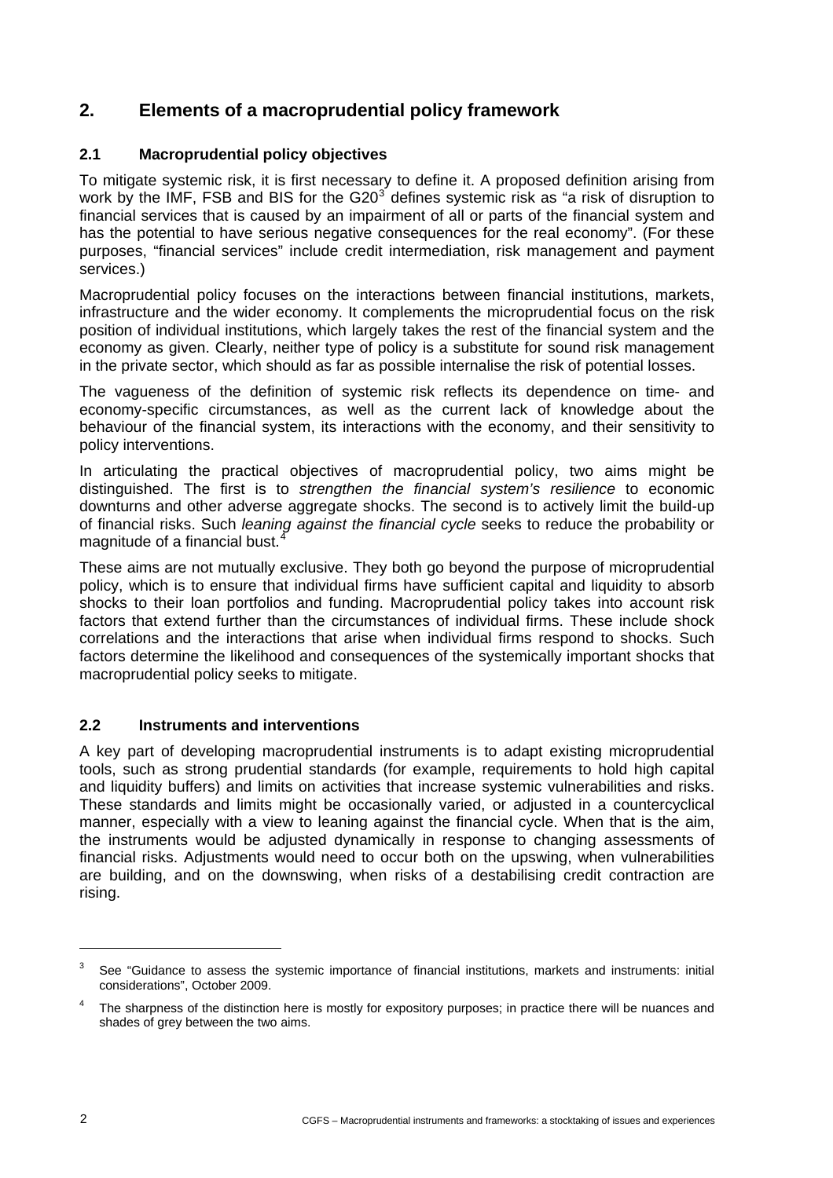## 2. Elements of a macroprudential policy framework

### 2.1 Macroprudential policy objectives

To mitigate systemic risk, it is first necessary to define it. A proposed definition arising from work by the IMF, FSB and BIS for the G20[3] defines systemic risk as "a risk of disruption to financial services that is caused by an impairment of all or parts of the financial system and has the potential to have serious negative consequences for the real economy". (For these purposes, "financial services" include credit intermediation, risk management and payment services.)

Macroprudential policy focuses on the interactions between financial institutions, markets, infrastructure and the wider economy. It complements the microprudential focus on the risk position of individual institutions, which largely takes the rest of the financial system and the economy as given. Clearly, neither type of policy is a substitute for sound risk management in the private sector, which should as far as possible internalise the risk of potential losses.

The vagueness of the definition of systemic risk reflects its dependence on time- and economy-specific circumstances, as well as the current lack of knowledge about the behaviour of the financial system, its interactions with the economy, and their sensitivity to policy interventions.

In articulating the practical objectives of macroprudential policy, two aims might be distinguished. The first is to *strengthen the financial system's resilience* to economic downturns and other adverse aggregate shocks. The second is to actively limit the build-up of financial risks. Such *leaning against the financial cycle* seeks to reduce the probability or magnitude of a financial bust.[4]

These aims are not mutually exclusive. They both go beyond the purpose of microprudential policy, which is to ensure that individual firms have sufficient capital and liquidity to absorb shocks to their loan portfolios and funding. Macroprudential policy takes into account risk factors that extend further than the circumstances of individual firms. These include shock correlations and the interactions that arise when individual firms respond to shocks. Such factors determine the likelihood and consequences of the systemically important shocks that macroprudential policy seeks to mitigate.

### 2.2 Instruments and interventions

A key part of developing macroprudential instruments is to adapt existing microprudential tools, such as strong prudential standards (for example, requirements to hold high capital and liquidity buffers) and limits on activities that increase systemic vulnerabilities and risks. These standards and limits might be occasionally varied, or adjusted in a countercyclical manner, especially with a view to leaning against the financial cycle. When that is the aim, the instruments would be adjusted dynamically in response to changing assessments of financial risks. Adjustments would need to occur both on the upswing, when vulnerabilities are building, and on the downswing, when risks of a destabilising credit contraction are rising.

---

[3] See "Guidance to assess the systemic importance of financial institutions, markets and instruments: initial considerations", October 2009.

[4] The sharpness of the distinction here is mostly for expository purposes; in practice there will be nuances and shades of grey between the two aims.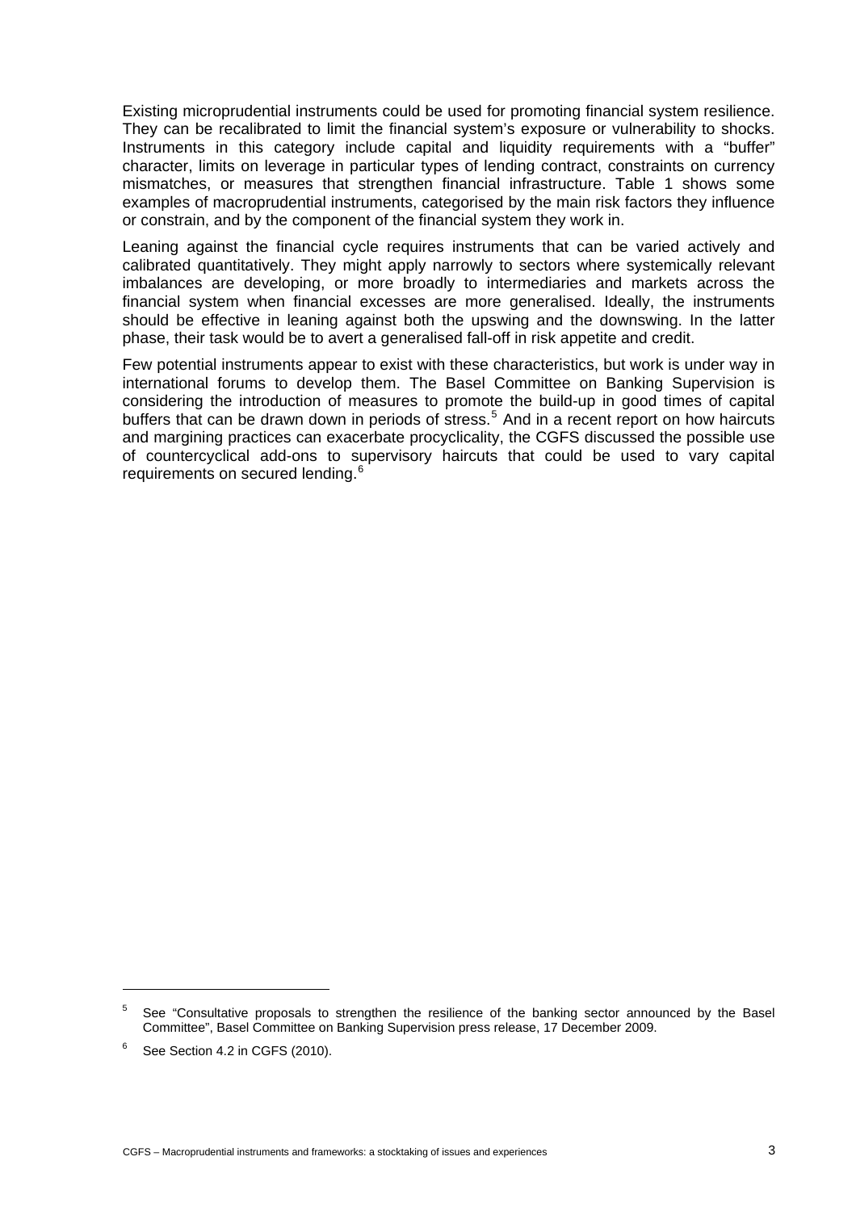Existing microprudential instruments could be used for promoting financial system resilience. They can be recalibrated to limit the financial system's exposure or vulnerability to shocks. Instruments in this category include capital and liquidity requirements with a "buffer" character, limits on leverage in particular types of lending contract, constraints on currency mismatches, or measures that strengthen financial infrastructure. Table 1 shows some examples of macroprudential instruments, categorised by the main risk factors they influence or constrain, and by the component of the financial system they work in.

Leaning against the financial cycle requires instruments that can be varied actively and calibrated quantitatively. They might apply narrowly to sectors where systemically relevant imbalances are developing, or more broadly to intermediaries and markets across the financial system when financial excesses are more generalised. Ideally, the instruments should be effective in leaning against both the upswing and the downswing. In the latter phase, their task would be to avert a generalised fall-off in risk appetite and credit.

Few potential instruments appear to exist with these characteristics, but work is under way in international forums to develop them. The Basel Committee on Banking Supervision is considering the introduction of measures to promote the build-up in good times of capital buffers that can be drawn down in periods of stress.[5] And in a recent report on how haircuts and margining practices can exacerbate procyclicality, the CGFS discussed the possible use of countercyclical add-ons to supervisory haircuts that could be used to vary capital requirements on secured lending.[6]

---

[5] See "Consultative proposals to strengthen the resilience of the banking sector announced by the Basel Committee", Basel Committee on Banking Supervision press release, 17 December 2009.

[6] See Section 4.2 in CGFS (2010).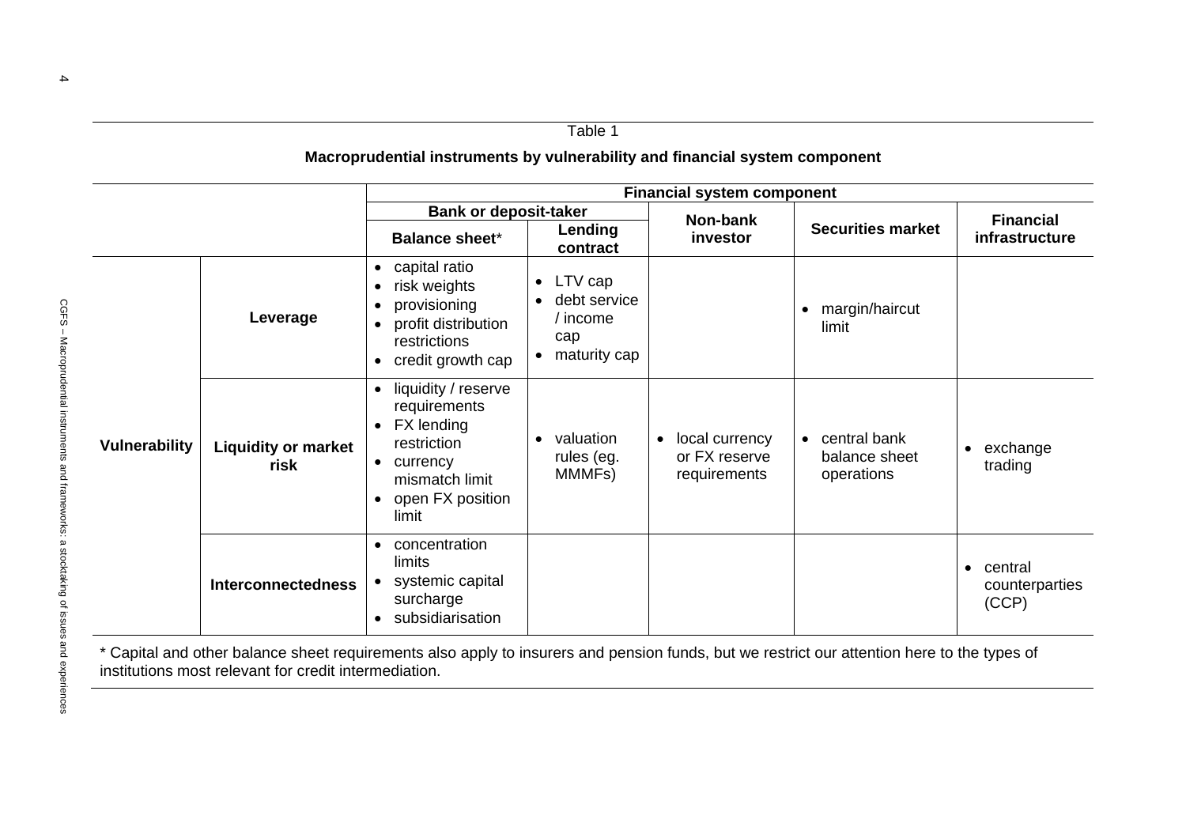Table 1

**Macroprudential instruments by vulnerability and financial system component**

| | | Financial system component | | | | |
|---|---|---|---|---|---|---|
| | | Bank or deposit-taker | | Non-bank investor | Securities market | Financial infrastructure |
| | | Balance sheet* | Lending contract | | | |
| Vulnerability | Leverage | • capital ratio<br>• risk weights<br>• provisioning<br>• profit distribution restrictions<br>• credit growth cap | • LTV cap<br>• debt service / income cap<br>• maturity cap | | • margin/haircut limit | |
| | Liquidity or market risk | • liquidity / reserve requirements<br>• FX lending restriction<br>• currency mismatch limit<br>• open FX position limit | • valuation rules (eg. MMMFs) | • local currency or FX reserve requirements | • central bank balance sheet operations | • exchange trading |
| | Interconnectedness | • concentration limits<br>• systemic capital surcharge<br>• subsidiarisation | | | | • central counterparties (CCP) |

* Capital and other balance sheet requirements also apply to insurers and pension funds, but we restrict our attention here to the types of institutions most relevant for credit intermediation.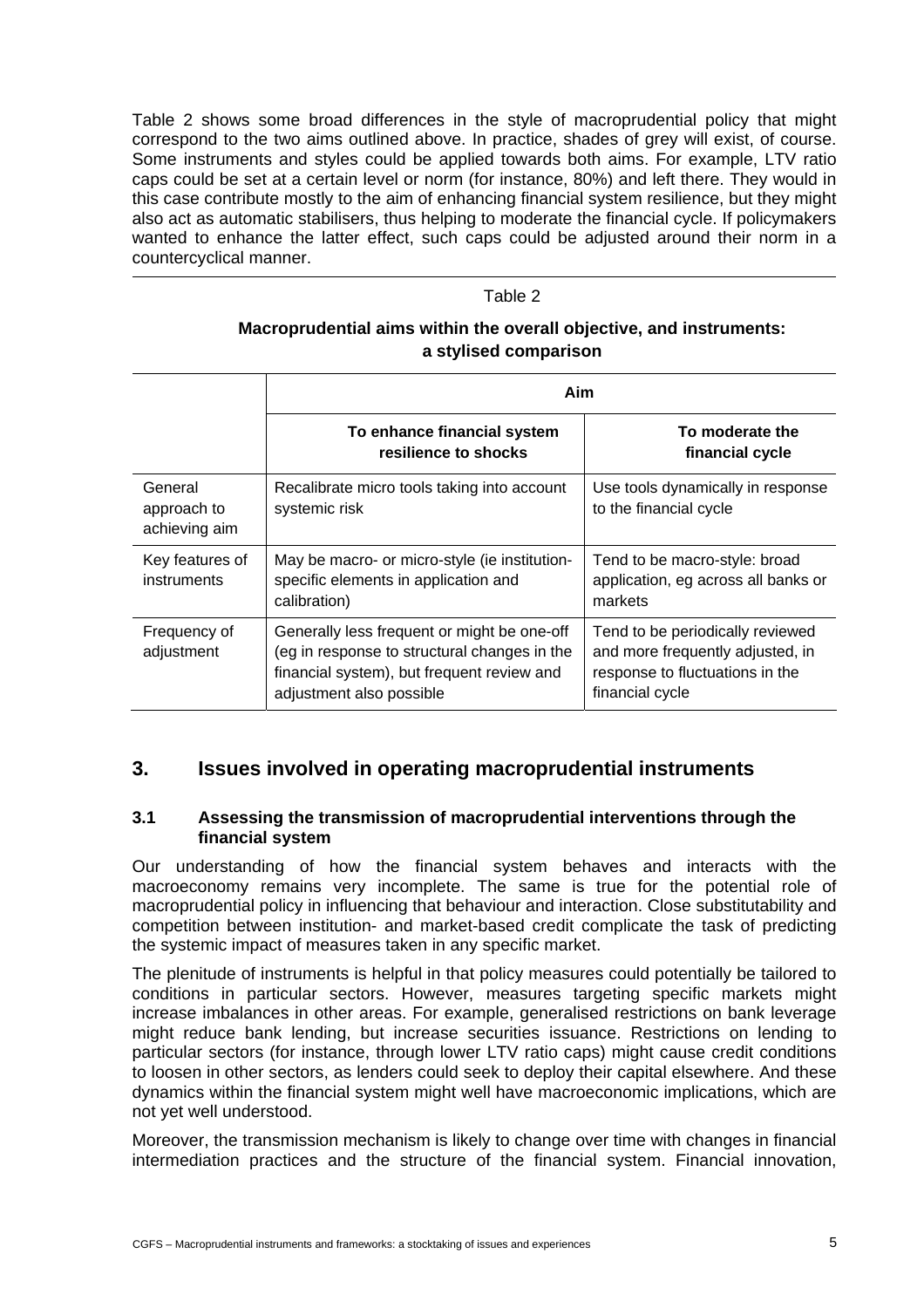Table 2 shows some broad differences in the style of macroprudential policy that might correspond to the two aims outlined above. In practice, shades of grey will exist, of course. Some instruments and styles could be applied towards both aims. For example, LTV ratio caps could be set at a certain level or norm (for instance, 80%) and left there. They would in this case contribute mostly to the aim of enhancing financial system resilience, but they might also act as automatic stabilisers, thus helping to moderate the financial cycle. If policymakers wanted to enhance the latter effect, such caps could be adjusted around their norm in a countercyclical manner.

Table 2

**Macroprudential aims within the overall objective, and instruments: a stylised comparison**

| | **Aim** | |
|---|---|---|
| | **To enhance financial system resilience to shocks** | **To moderate the financial cycle** |
| General approach to achieving aim | Recalibrate micro tools taking into account systemic risk | Use tools dynamically in response to the financial cycle |
| Key features of instruments | May be macro- or micro-style (ie institution-specific elements in application and calibration) | Tend to be macro-style: broad application, eg across all banks or markets |
| Frequency of adjustment | Generally less frequent or might be one-off (eg in response to structural changes in the financial system), but frequent review and adjustment also possible | Tend to be periodically reviewed and more frequently adjusted, in response to fluctuations in the financial cycle |

## 3. Issues involved in operating macroprudential instruments

### 3.1 Assessing the transmission of macroprudential interventions through the financial system

Our understanding of how the financial system behaves and interacts with the macroeconomy remains very incomplete. The same is true for the potential role of macroprudential policy in influencing that behaviour and interaction. Close substitutability and competition between institution- and market-based credit complicate the task of predicting the systemic impact of measures taken in any specific market.

The plenitude of instruments is helpful in that policy measures could potentially be tailored to conditions in particular sectors. However, measures targeting specific markets might increase imbalances in other areas. For example, generalised restrictions on bank leverage might reduce bank lending, but increase securities issuance. Restrictions on lending to particular sectors (for instance, through lower LTV ratio caps) might cause credit conditions to loosen in other sectors, as lenders could seek to deploy their capital elsewhere. And these dynamics within the financial system might well have macroeconomic implications, which are not yet well understood.

Moreover, the transmission mechanism is likely to change over time with changes in financial intermediation practices and the structure of the financial system. Financial innovation,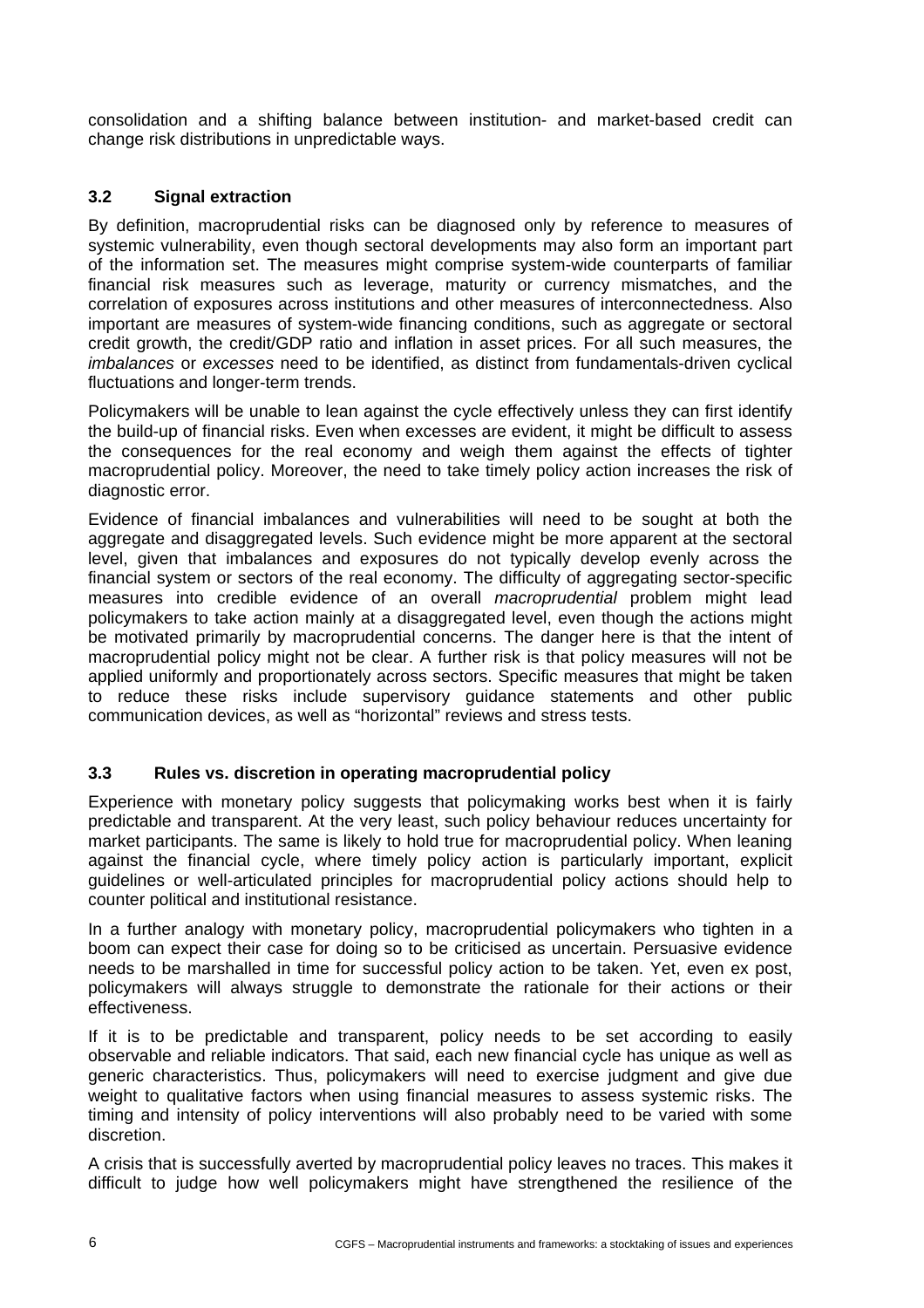consolidation and a shifting balance between institution- and market-based credit can change risk distributions in unpredictable ways.

### 3.2 Signal extraction

By definition, macroprudential risks can be diagnosed only by reference to measures of systemic vulnerability, even though sectoral developments may also form an important part of the information set. The measures might comprise system-wide counterparts of familiar financial risk measures such as leverage, maturity or currency mismatches, and the correlation of exposures across institutions and other measures of interconnectedness. Also important are measures of system-wide financing conditions, such as aggregate or sectoral credit growth, the credit/GDP ratio and inflation in asset prices. For all such measures, the *imbalances* or *excesses* need to be identified, as distinct from fundamentals-driven cyclical fluctuations and longer-term trends.

Policymakers will be unable to lean against the cycle effectively unless they can first identify the build-up of financial risks. Even when excesses are evident, it might be difficult to assess the consequences for the real economy and weigh them against the effects of tighter macroprudential policy. Moreover, the need to take timely policy action increases the risk of diagnostic error.

Evidence of financial imbalances and vulnerabilities will need to be sought at both the aggregate and disaggregated levels. Such evidence might be more apparent at the sectoral level, given that imbalances and exposures do not typically develop evenly across the financial system or sectors of the real economy. The difficulty of aggregating sector-specific measures into credible evidence of an overall *macroprudential* problem might lead policymakers to take action mainly at a disaggregated level, even though the actions might be motivated primarily by macroprudential concerns. The danger here is that the intent of macroprudential policy might not be clear. A further risk is that policy measures will not be applied uniformly and proportionately across sectors. Specific measures that might be taken to reduce these risks include supervisory guidance statements and other public communication devices, as well as "horizontal" reviews and stress tests.

### 3.3 Rules vs. discretion in operating macroprudential policy

Experience with monetary policy suggests that policymaking works best when it is fairly predictable and transparent. At the very least, such policy behaviour reduces uncertainty for market participants. The same is likely to hold true for macroprudential policy. When leaning against the financial cycle, where timely policy action is particularly important, explicit guidelines or well-articulated principles for macroprudential policy actions should help to counter political and institutional resistance.

In a further analogy with monetary policy, macroprudential policymakers who tighten in a boom can expect their case for doing so to be criticised as uncertain. Persuasive evidence needs to be marshalled in time for successful policy action to be taken. Yet, even ex post, policymakers will always struggle to demonstrate the rationale for their actions or their effectiveness.

If it is to be predictable and transparent, policy needs to be set according to easily observable and reliable indicators. That said, each new financial cycle has unique as well as generic characteristics. Thus, policymakers will need to exercise judgment and give due weight to qualitative factors when using financial measures to assess systemic risks. The timing and intensity of policy interventions will also probably need to be varied with some discretion.

A crisis that is successfully averted by macroprudential policy leaves no traces. This makes it difficult to judge how well policymakers might have strengthened the resilience of the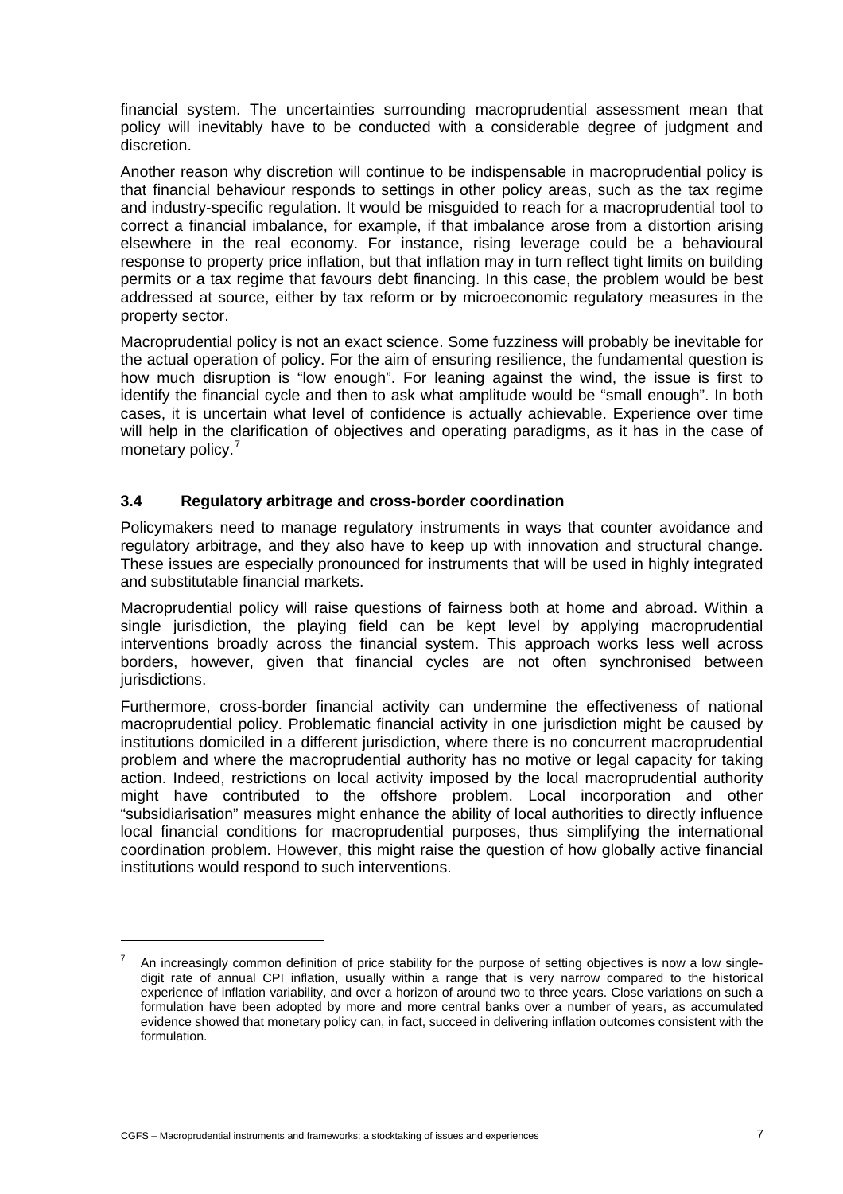financial system. The uncertainties surrounding macroprudential assessment mean that policy will inevitably have to be conducted with a considerable degree of judgment and discretion.

Another reason why discretion will continue to be indispensable in macroprudential policy is that financial behaviour responds to settings in other policy areas, such as the tax regime and industry-specific regulation. It would be misguided to reach for a macroprudential tool to correct a financial imbalance, for example, if that imbalance arose from a distortion arising elsewhere in the real economy. For instance, rising leverage could be a behavioural response to property price inflation, but that inflation may in turn reflect tight limits on building permits or a tax regime that favours debt financing. In this case, the problem would be best addressed at source, either by tax reform or by microeconomic regulatory measures in the property sector.

Macroprudential policy is not an exact science. Some fuzziness will probably be inevitable for the actual operation of policy. For the aim of ensuring resilience, the fundamental question is how much disruption is "low enough". For leaning against the wind, the issue is first to identify the financial cycle and then to ask what amplitude would be "small enough". In both cases, it is uncertain what level of confidence is actually achievable. Experience over time will help in the clarification of objectives and operating paradigms, as it has in the case of monetary policy.[7]

### 3.4 Regulatory arbitrage and cross-border coordination

Policymakers need to manage regulatory instruments in ways that counter avoidance and regulatory arbitrage, and they also have to keep up with innovation and structural change. These issues are especially pronounced for instruments that will be used in highly integrated and substitutable financial markets.

Macroprudential policy will raise questions of fairness both at home and abroad. Within a single jurisdiction, the playing field can be kept level by applying macroprudential interventions broadly across the financial system. This approach works less well across borders, however, given that financial cycles are not often synchronised between jurisdictions.

Furthermore, cross-border financial activity can undermine the effectiveness of national macroprudential policy. Problematic financial activity in one jurisdiction might be caused by institutions domiciled in a different jurisdiction, where there is no concurrent macroprudential problem and where the macroprudential authority has no motive or legal capacity for taking action. Indeed, restrictions on local activity imposed by the local macroprudential authority might have contributed to the offshore problem. Local incorporation and other "subsidiarisation" measures might enhance the ability of local authorities to directly influence local financial conditions for macroprudential purposes, thus simplifying the international coordination problem. However, this might raise the question of how globally active financial institutions would respond to such interventions.

---

[7] An increasingly common definition of price stability for the purpose of setting objectives is now a low single-digit rate of annual CPI inflation, usually within a range that is very narrow compared to the historical experience of inflation variability, and over a horizon of around two to three years. Close variations on such a formulation have been adopted by more and more central banks over a number of years, as accumulated evidence showed that monetary policy can, in fact, succeed in delivering inflation outcomes consistent with the formulation.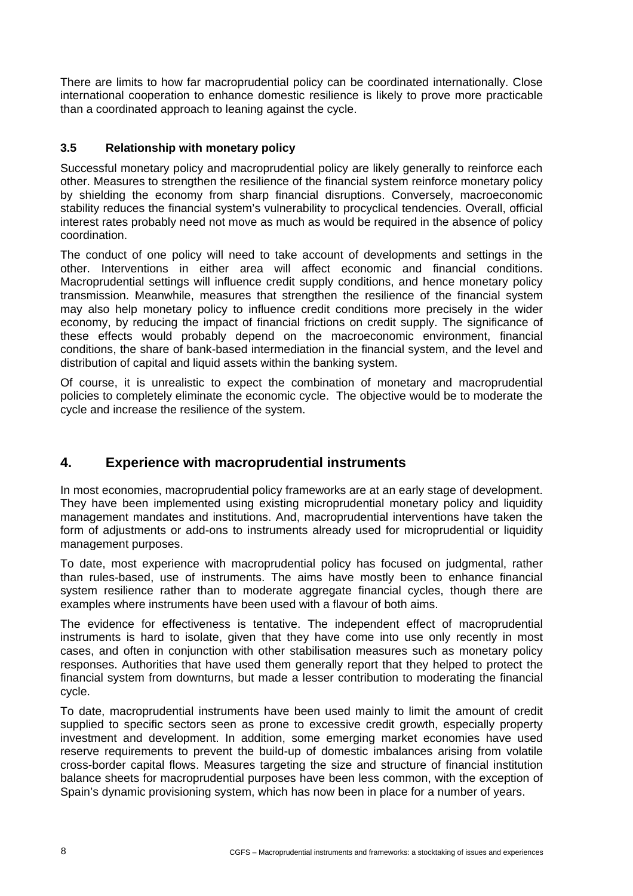There are limits to how far macroprudential policy can be coordinated internationally. Close international cooperation to enhance domestic resilience is likely to prove more practicable than a coordinated approach to leaning against the cycle.

### 3.5 Relationship with monetary policy

Successful monetary policy and macroprudential policy are likely generally to reinforce each other. Measures to strengthen the resilience of the financial system reinforce monetary policy by shielding the economy from sharp financial disruptions. Conversely, macroeconomic stability reduces the financial system's vulnerability to procyclical tendencies. Overall, official interest rates probably need not move as much as would be required in the absence of policy coordination.

The conduct of one policy will need to take account of developments and settings in the other. Interventions in either area will affect economic and financial conditions. Macroprudential settings will influence credit supply conditions, and hence monetary policy transmission. Meanwhile, measures that strengthen the resilience of the financial system may also help monetary policy to influence credit conditions more precisely in the wider economy, by reducing the impact of financial frictions on credit supply. The significance of these effects would probably depend on the macroeconomic environment, financial conditions, the share of bank-based intermediation in the financial system, and the level and distribution of capital and liquid assets within the banking system.

Of course, it is unrealistic to expect the combination of monetary and macroprudential policies to completely eliminate the economic cycle. The objective would be to moderate the cycle and increase the resilience of the system.

## 4. Experience with macroprudential instruments

In most economies, macroprudential policy frameworks are at an early stage of development. They have been implemented using existing microprudential monetary policy and liquidity management mandates and institutions. And, macroprudential interventions have taken the form of adjustments or add-ons to instruments already used for microprudential or liquidity management purposes.

To date, most experience with macroprudential policy has focused on judgmental, rather than rules-based, use of instruments. The aims have mostly been to enhance financial system resilience rather than to moderate aggregate financial cycles, though there are examples where instruments have been used with a flavour of both aims.

The evidence for effectiveness is tentative. The independent effect of macroprudential instruments is hard to isolate, given that they have come into use only recently in most cases, and often in conjunction with other stabilisation measures such as monetary policy responses. Authorities that have used them generally report that they helped to protect the financial system from downturns, but made a lesser contribution to moderating the financial cycle.

To date, macroprudential instruments have been used mainly to limit the amount of credit supplied to specific sectors seen as prone to excessive credit growth, especially property investment and development. In addition, some emerging market economies have used reserve requirements to prevent the build-up of domestic imbalances arising from volatile cross-border capital flows. Measures targeting the size and structure of financial institution balance sheets for macroprudential purposes have been less common, with the exception of Spain's dynamic provisioning system, which has now been in place for a number of years.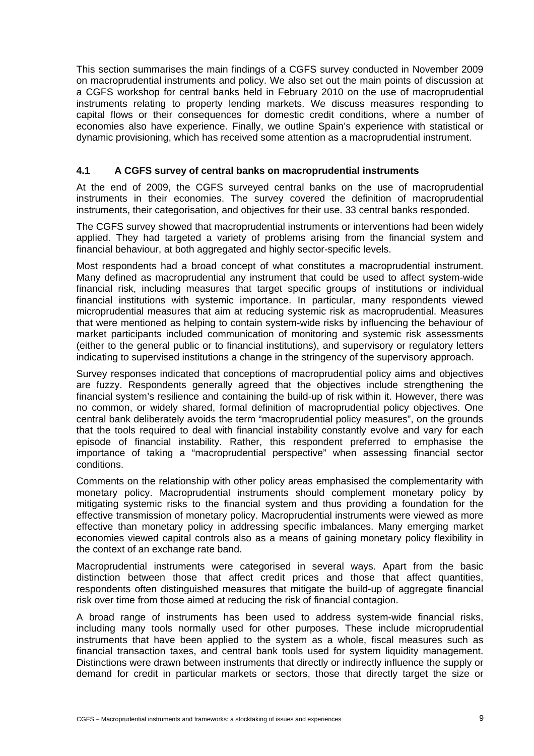This section summarises the main findings of a CGFS survey conducted in November 2009 on macroprudential instruments and policy. We also set out the main points of discussion at a CGFS workshop for central banks held in February 2010 on the use of macroprudential instruments relating to property lending markets. We discuss measures responding to capital flows or their consequences for domestic credit conditions, where a number of economies also have experience. Finally, we outline Spain's experience with statistical or dynamic provisioning, which has received some attention as a macroprudential instrument.

### 4.1 A CGFS survey of central banks on macroprudential instruments

At the end of 2009, the CGFS surveyed central banks on the use of macroprudential instruments in their economies. The survey covered the definition of macroprudential instruments, their categorisation, and objectives for their use. 33 central banks responded.

The CGFS survey showed that macroprudential instruments or interventions had been widely applied. They had targeted a variety of problems arising from the financial system and financial behaviour, at both aggregated and highly sector-specific levels.

Most respondents had a broad concept of what constitutes a macroprudential instrument. Many defined as macroprudential any instrument that could be used to affect system-wide financial risk, including measures that target specific groups of institutions or individual financial institutions with systemic importance. In particular, many respondents viewed microprudential measures that aim at reducing systemic risk as macroprudential. Measures that were mentioned as helping to contain system-wide risks by influencing the behaviour of market participants included communication of monitoring and systemic risk assessments (either to the general public or to financial institutions), and supervisory or regulatory letters indicating to supervised institutions a change in the stringency of the supervisory approach.

Survey responses indicated that conceptions of macroprudential policy aims and objectives are fuzzy. Respondents generally agreed that the objectives include strengthening the financial system's resilience and containing the build-up of risk within it. However, there was no common, or widely shared, formal definition of macroprudential policy objectives. One central bank deliberately avoids the term "macroprudential policy measures", on the grounds that the tools required to deal with financial instability constantly evolve and vary for each episode of financial instability. Rather, this respondent preferred to emphasise the importance of taking a "macroprudential perspective" when assessing financial sector conditions.

Comments on the relationship with other policy areas emphasised the complementarity with monetary policy. Macroprudential instruments should complement monetary policy by mitigating systemic risks to the financial system and thus providing a foundation for the effective transmission of monetary policy. Macroprudential instruments were viewed as more effective than monetary policy in addressing specific imbalances. Many emerging market economies viewed capital controls also as a means of gaining monetary policy flexibility in the context of an exchange rate band.

Macroprudential instruments were categorised in several ways. Apart from the basic distinction between those that affect credit prices and those that affect quantities, respondents often distinguished measures that mitigate the build-up of aggregate financial risk over time from those aimed at reducing the risk of financial contagion.

A broad range of instruments has been used to address system-wide financial risks, including many tools normally used for other purposes. These include microprudential instruments that have been applied to the system as a whole, fiscal measures such as financial transaction taxes, and central bank tools used for system liquidity management. Distinctions were drawn between instruments that directly or indirectly influence the supply or demand for credit in particular markets or sectors, those that directly target the size or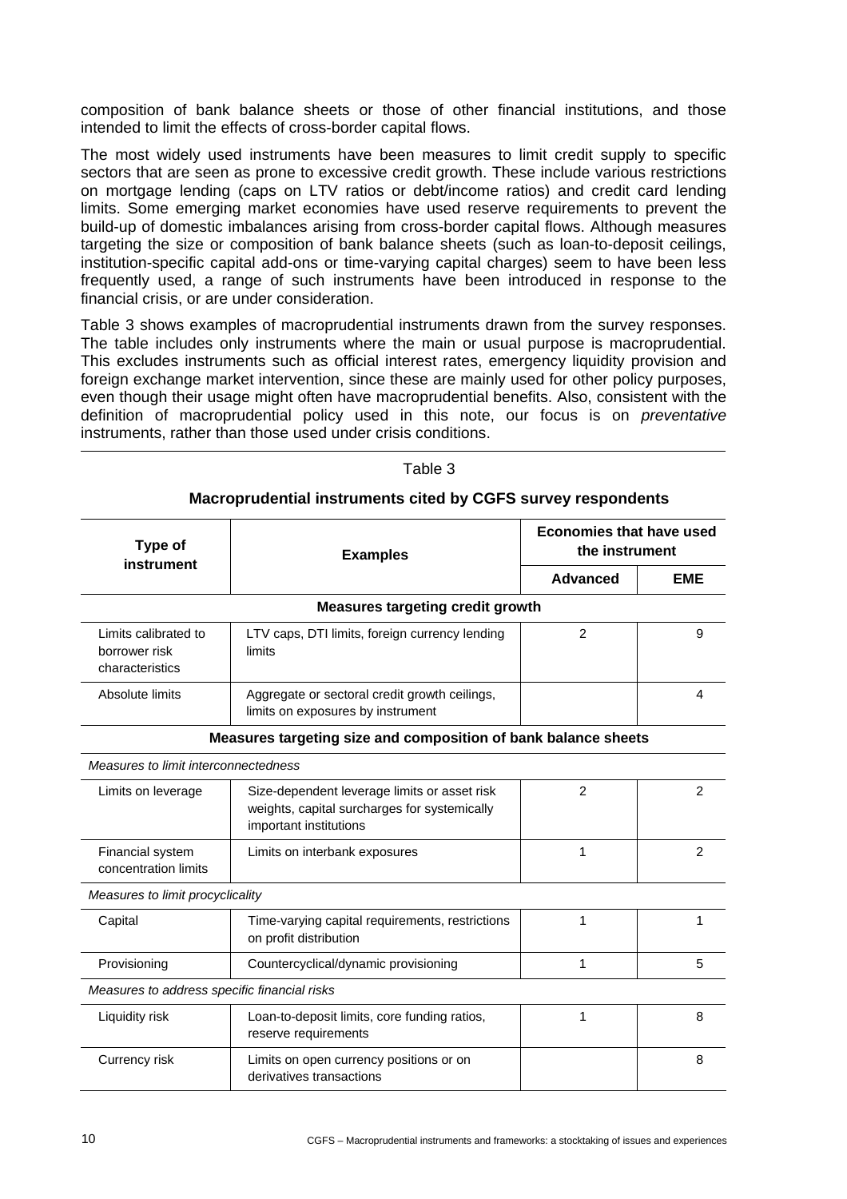composition of bank balance sheets or those of other financial institutions, and those intended to limit the effects of cross-border capital flows.

The most widely used instruments have been measures to limit credit supply to specific sectors that are seen as prone to excessive credit growth. These include various restrictions on mortgage lending (caps on LTV ratios or debt/income ratios) and credit card lending limits. Some emerging market economies have used reserve requirements to prevent the build-up of domestic imbalances arising from cross-border capital flows. Although measures targeting the size or composition of bank balance sheets (such as loan-to-deposit ceilings, institution-specific capital add-ons or time-varying capital charges) seem to have been less frequently used, a range of such instruments have been introduced in response to the financial crisis, or are under consideration.

Table 3 shows examples of macroprudential instruments drawn from the survey responses. The table includes only instruments where the main or usual purpose is macroprudential. This excludes instruments such as official interest rates, emergency liquidity provision and foreign exchange market intervention, since these are mainly used for other policy purposes, even though their usage might often have macroprudential benefits. Also, consistent with the definition of macroprudential policy used in this note, our focus is on *preventative* instruments, rather than those used under crisis conditions.

Table 3

**Macroprudential instruments cited by CGFS survey respondents**

| Type of instrument | Examples | Economies that have used the instrument | |
|---|---|---|---|
| | | **Advanced** | **EME** |
| **Measures targeting credit growth** | | | |
| Limits calibrated to borrower risk characteristics | LTV caps, DTI limits, foreign currency lending limits | 2 | 9 |
| Absolute limits | Aggregate or sectoral credit growth ceilings, limits on exposures by instrument | | 4 |
| **Measures targeting size and composition of bank balance sheets** | | | |
| *Measures to limit interconnectedness* | | | |
| Limits on leverage | Size-dependent leverage limits or asset risk weights, capital surcharges for systemically important institutions | 2 | 2 |
| Financial system concentration limits | Limits on interbank exposures | 1 | 2 |
| *Measures to limit procyclicality* | | | |
| Capital | Time-varying capital requirements, restrictions on profit distribution | 1 | 1 |
| Provisioning | Countercyclical/dynamic provisioning | 1 | 5 |
| *Measures to address specific financial risks* | | | |
| Liquidity risk | Loan-to-deposit limits, core funding ratios, reserve requirements | 1 | 8 |
| Currency risk | Limits on open currency positions or on derivatives transactions | | 8 |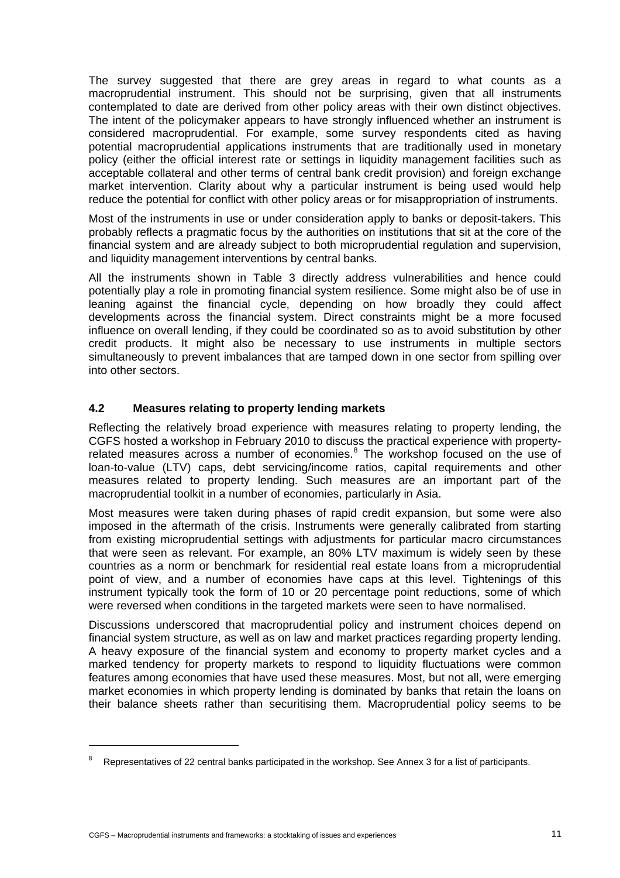The survey suggested that there are grey areas in regard to what counts as a macroprudential instrument. This should not be surprising, given that all instruments contemplated to date are derived from other policy areas with their own distinct objectives. The intent of the policymaker appears to have strongly influenced whether an instrument is considered macroprudential. For example, some survey respondents cited as having potential macroprudential applications instruments that are traditionally used in monetary policy (either the official interest rate or settings in liquidity management facilities such as acceptable collateral and other terms of central bank credit provision) and foreign exchange market intervention. Clarity about why a particular instrument is being used would help reduce the potential for conflict with other policy areas or for misappropriation of instruments.

Most of the instruments in use or under consideration apply to banks or deposit-takers. This probably reflects a pragmatic focus by the authorities on institutions that sit at the core of the financial system and are already subject to both microprudential regulation and supervision, and liquidity management interventions by central banks.

All the instruments shown in Table 3 directly address vulnerabilities and hence could potentially play a role in promoting financial system resilience. Some might also be of use in leaning against the financial cycle, depending on how broadly they could affect developments across the financial system. Direct constraints might be a more focused influence on overall lending, if they could be coordinated so as to avoid substitution by other credit products. It might also be necessary to use instruments in multiple sectors simultaneously to prevent imbalances that are tamped down in one sector from spilling over into other sectors.

### 4.2 Measures relating to property lending markets

Reflecting the relatively broad experience with measures relating to property lending, the CGFS hosted a workshop in February 2010 to discuss the practical experience with property-related measures across a number of economies.[8] The workshop focused on the use of loan-to-value (LTV) caps, debt servicing/income ratios, capital requirements and other measures related to property lending. Such measures are an important part of the macroprudential toolkit in a number of economies, particularly in Asia.

Most measures were taken during phases of rapid credit expansion, but some were also imposed in the aftermath of the crisis. Instruments were generally calibrated from starting from existing microprudential settings with adjustments for particular macro circumstances that were seen as relevant. For example, an 80% LTV maximum is widely seen by these countries as a norm or benchmark for residential real estate loans from a microprudential point of view, and a number of economies have caps at this level. Tightenings of this instrument typically took the form of 10 or 20 percentage point reductions, some of which were reversed when conditions in the targeted markets were seen to have normalised.

Discussions underscored that macroprudential policy and instrument choices depend on financial system structure, as well as on law and market practices regarding property lending. A heavy exposure of the financial system and economy to property market cycles and a marked tendency for property markets to respond to liquidity fluctuations were common features among economies that have used these measures. Most, but not all, were emerging market economies in which property lending is dominated by banks that retain the loans on their balance sheets rather than securitising them. Macroprudential policy seems to be

[8] Representatives of 22 central banks participated in the workshop. See Annex 3 for a list of participants.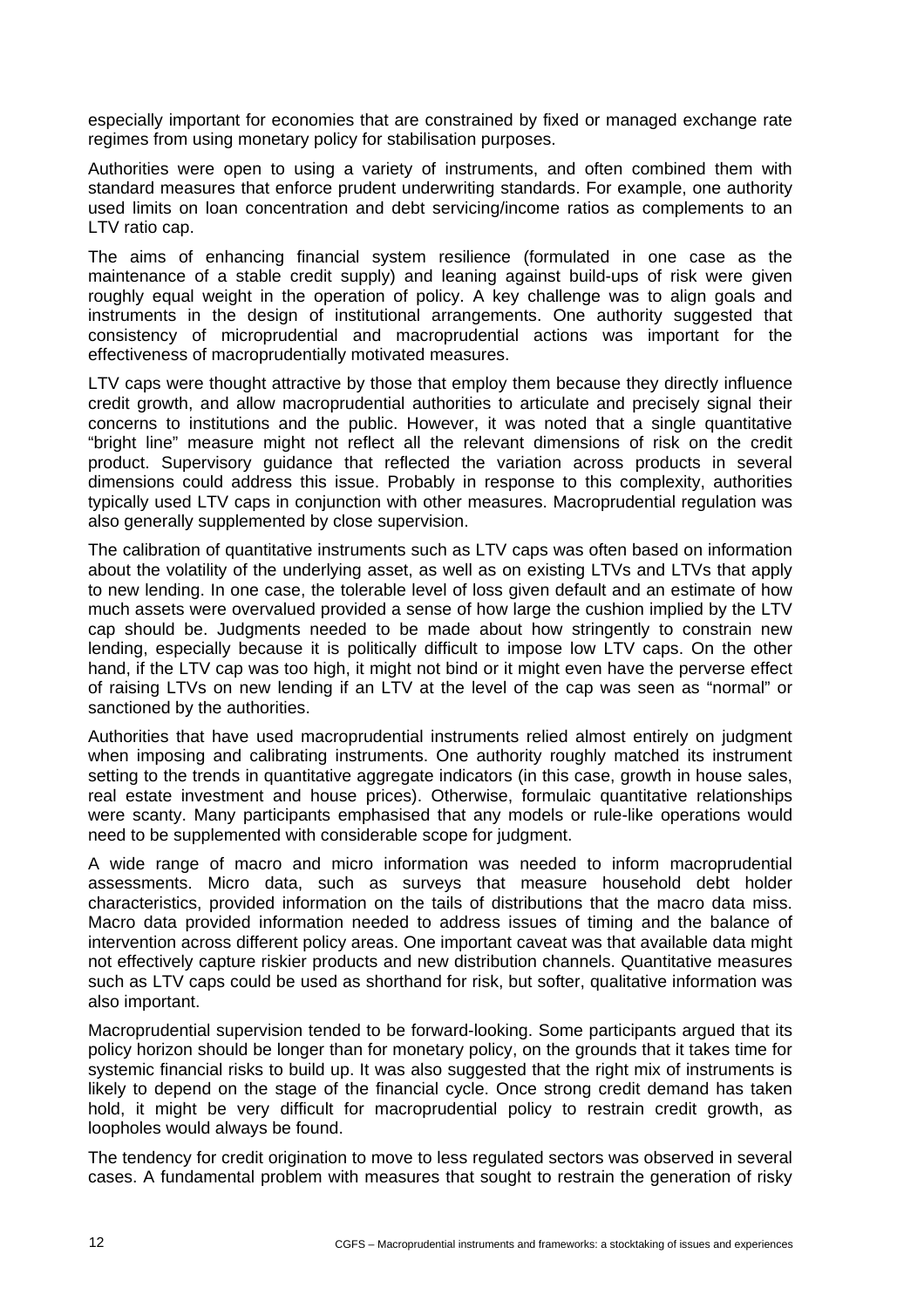especially important for economies that are constrained by fixed or managed exchange rate regimes from using monetary policy for stabilisation purposes.

Authorities were open to using a variety of instruments, and often combined them with standard measures that enforce prudent underwriting standards. For example, one authority used limits on loan concentration and debt servicing/income ratios as complements to an LTV ratio cap.

The aims of enhancing financial system resilience (formulated in one case as the maintenance of a stable credit supply) and leaning against build-ups of risk were given roughly equal weight in the operation of policy. A key challenge was to align goals and instruments in the design of institutional arrangements. One authority suggested that consistency of microprudential and macroprudential actions was important for the effectiveness of macroprudentially motivated measures.

LTV caps were thought attractive by those that employ them because they directly influence credit growth, and allow macroprudential authorities to articulate and precisely signal their concerns to institutions and the public. However, it was noted that a single quantitative "bright line" measure might not reflect all the relevant dimensions of risk on the credit product. Supervisory guidance that reflected the variation across products in several dimensions could address this issue. Probably in response to this complexity, authorities typically used LTV caps in conjunction with other measures. Macroprudential regulation was also generally supplemented by close supervision.

The calibration of quantitative instruments such as LTV caps was often based on information about the volatility of the underlying asset, as well as on existing LTVs and LTVs that apply to new lending. In one case, the tolerable level of loss given default and an estimate of how much assets were overvalued provided a sense of how large the cushion implied by the LTV cap should be. Judgments needed to be made about how stringently to constrain new lending, especially because it is politically difficult to impose low LTV caps. On the other hand, if the LTV cap was too high, it might not bind or it might even have the perverse effect of raising LTVs on new lending if an LTV at the level of the cap was seen as "normal" or sanctioned by the authorities.

Authorities that have used macroprudential instruments relied almost entirely on judgment when imposing and calibrating instruments. One authority roughly matched its instrument setting to the trends in quantitative aggregate indicators (in this case, growth in house sales, real estate investment and house prices). Otherwise, formulaic quantitative relationships were scanty. Many participants emphasised that any models or rule-like operations would need to be supplemented with considerable scope for judgment.

A wide range of macro and micro information was needed to inform macroprudential assessments. Micro data, such as surveys that measure household debt holder characteristics, provided information on the tails of distributions that the macro data miss. Macro data provided information needed to address issues of timing and the balance of intervention across different policy areas. One important caveat was that available data might not effectively capture riskier products and new distribution channels. Quantitative measures such as LTV caps could be used as shorthand for risk, but softer, qualitative information was also important.

Macroprudential supervision tended to be forward-looking. Some participants argued that its policy horizon should be longer than for monetary policy, on the grounds that it takes time for systemic financial risks to build up. It was also suggested that the right mix of instruments is likely to depend on the stage of the financial cycle. Once strong credit demand has taken hold, it might be very difficult for macroprudential policy to restrain credit growth, as loopholes would always be found.

The tendency for credit origination to move to less regulated sectors was observed in several cases. A fundamental problem with measures that sought to restrain the generation of risky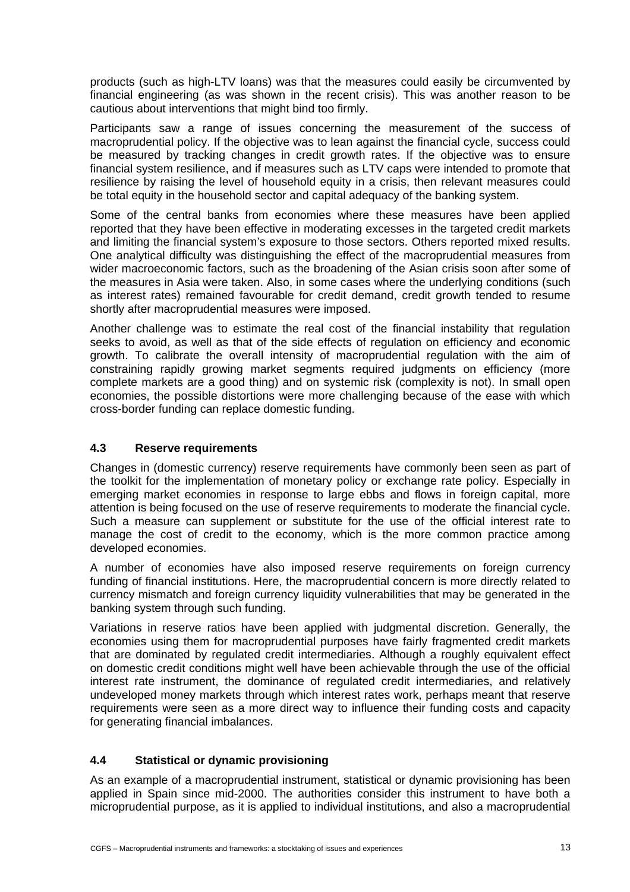products (such as high-LTV loans) was that the measures could easily be circumvented by financial engineering (as was shown in the recent crisis). This was another reason to be cautious about interventions that might bind too firmly.

Participants saw a range of issues concerning the measurement of the success of macroprudential policy. If the objective was to lean against the financial cycle, success could be measured by tracking changes in credit growth rates. If the objective was to ensure financial system resilience, and if measures such as LTV caps were intended to promote that resilience by raising the level of household equity in a crisis, then relevant measures could be total equity in the household sector and capital adequacy of the banking system.

Some of the central banks from economies where these measures have been applied reported that they have been effective in moderating excesses in the targeted credit markets and limiting the financial system's exposure to those sectors. Others reported mixed results. One analytical difficulty was distinguishing the effect of the macroprudential measures from wider macroeconomic factors, such as the broadening of the Asian crisis soon after some of the measures in Asia were taken. Also, in some cases where the underlying conditions (such as interest rates) remained favourable for credit demand, credit growth tended to resume shortly after macroprudential measures were imposed.

Another challenge was to estimate the real cost of the financial instability that regulation seeks to avoid, as well as that of the side effects of regulation on efficiency and economic growth. To calibrate the overall intensity of macroprudential regulation with the aim of constraining rapidly growing market segments required judgments on efficiency (more complete markets are a good thing) and on systemic risk (complexity is not). In small open economies, the possible distortions were more challenging because of the ease with which cross-border funding can replace domestic funding.

### 4.3 Reserve requirements

Changes in (domestic currency) reserve requirements have commonly been seen as part of the toolkit for the implementation of monetary policy or exchange rate policy. Especially in emerging market economies in response to large ebbs and flows in foreign capital, more attention is being focused on the use of reserve requirements to moderate the financial cycle. Such a measure can supplement or substitute for the use of the official interest rate to manage the cost of credit to the economy, which is the more common practice among developed economies.

A number of economies have also imposed reserve requirements on foreign currency funding of financial institutions. Here, the macroprudential concern is more directly related to currency mismatch and foreign currency liquidity vulnerabilities that may be generated in the banking system through such funding.

Variations in reserve ratios have been applied with judgmental discretion. Generally, the economies using them for macroprudential purposes have fairly fragmented credit markets that are dominated by regulated credit intermediaries. Although a roughly equivalent effect on domestic credit conditions might well have been achievable through the use of the official interest rate instrument, the dominance of regulated credit intermediaries, and relatively undeveloped money markets through which interest rates work, perhaps meant that reserve requirements were seen as a more direct way to influence their funding costs and capacity for generating financial imbalances.

### 4.4 Statistical or dynamic provisioning

As an example of a macroprudential instrument, statistical or dynamic provisioning has been applied in Spain since mid-2000. The authorities consider this instrument to have both a microprudential purpose, as it is applied to individual institutions, and also a macroprudential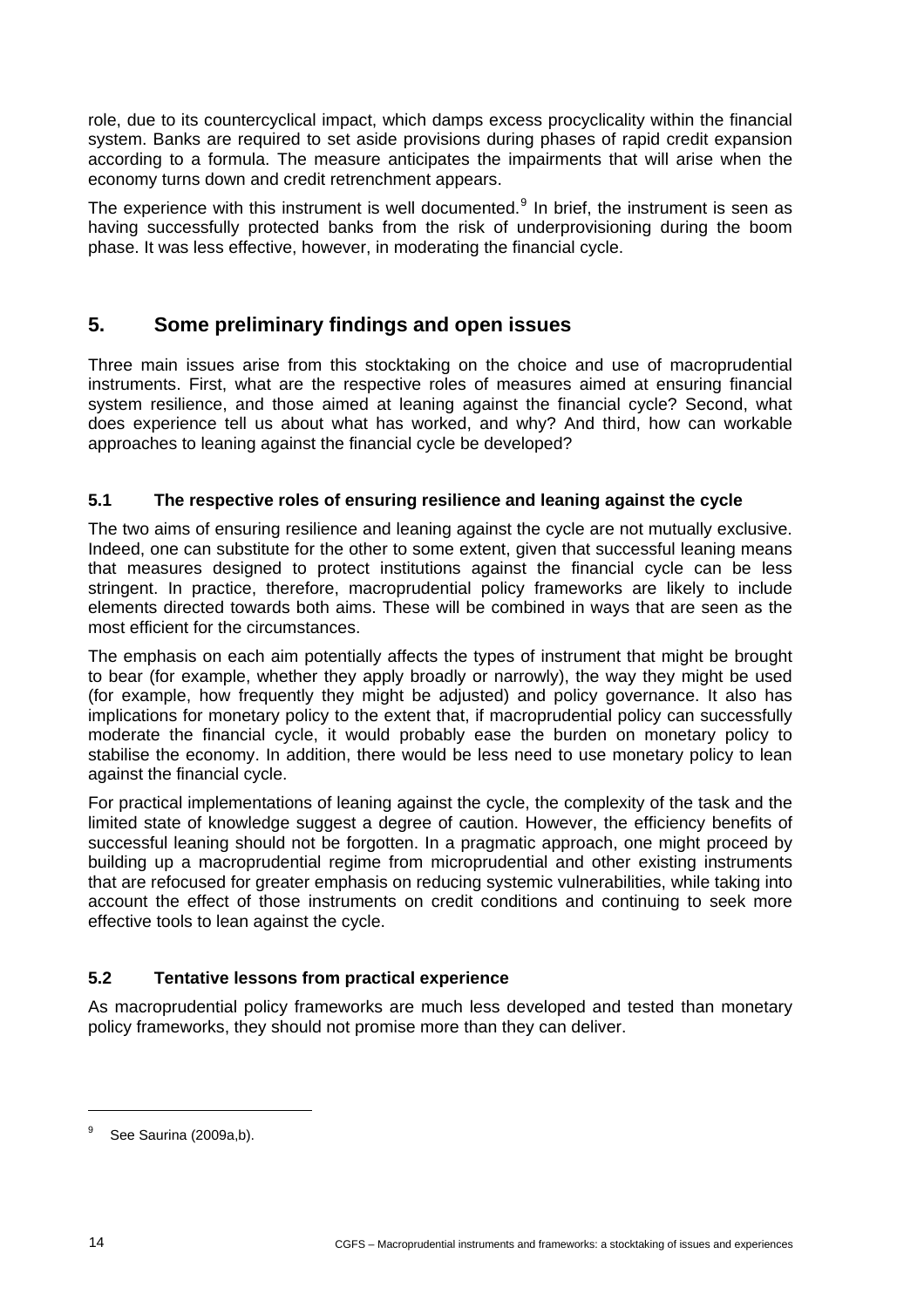role, due to its countercyclical impact, which damps excess procyclicality within the financial system. Banks are required to set aside provisions during phases of rapid credit expansion according to a formula. The measure anticipates the impairments that will arise when the economy turns down and credit retrenchment appears.

The experience with this instrument is well documented.[9] In brief, the instrument is seen as having successfully protected banks from the risk of underprovisioning during the boom phase. It was less effective, however, in moderating the financial cycle.

## 5. Some preliminary findings and open issues

Three main issues arise from this stocktaking on the choice and use of macroprudential instruments. First, what are the respective roles of measures aimed at ensuring financial system resilience, and those aimed at leaning against the financial cycle? Second, what does experience tell us about what has worked, and why? And third, how can workable approaches to leaning against the financial cycle be developed?

### 5.1 The respective roles of ensuring resilience and leaning against the cycle

The two aims of ensuring resilience and leaning against the cycle are not mutually exclusive. Indeed, one can substitute for the other to some extent, given that successful leaning means that measures designed to protect institutions against the financial cycle can be less stringent. In practice, therefore, macroprudential policy frameworks are likely to include elements directed towards both aims. These will be combined in ways that are seen as the most efficient for the circumstances.

The emphasis on each aim potentially affects the types of instrument that might be brought to bear (for example, whether they apply broadly or narrowly), the way they might be used (for example, how frequently they might be adjusted) and policy governance. It also has implications for monetary policy to the extent that, if macroprudential policy can successfully moderate the financial cycle, it would probably ease the burden on monetary policy to stabilise the economy. In addition, there would be less need to use monetary policy to lean against the financial cycle.

For practical implementations of leaning against the cycle, the complexity of the task and the limited state of knowledge suggest a degree of caution. However, the efficiency benefits of successful leaning should not be forgotten. In a pragmatic approach, one might proceed by building up a macroprudential regime from microprudential and other existing instruments that are refocused for greater emphasis on reducing systemic vulnerabilities, while taking into account the effect of those instruments on credit conditions and continuing to seek more effective tools to lean against the cycle.

### 5.2 Tentative lessons from practical experience

As macroprudential policy frameworks are much less developed and tested than monetary policy frameworks, they should not promise more than they can deliver.

---

[9] See Saurina (2009a,b).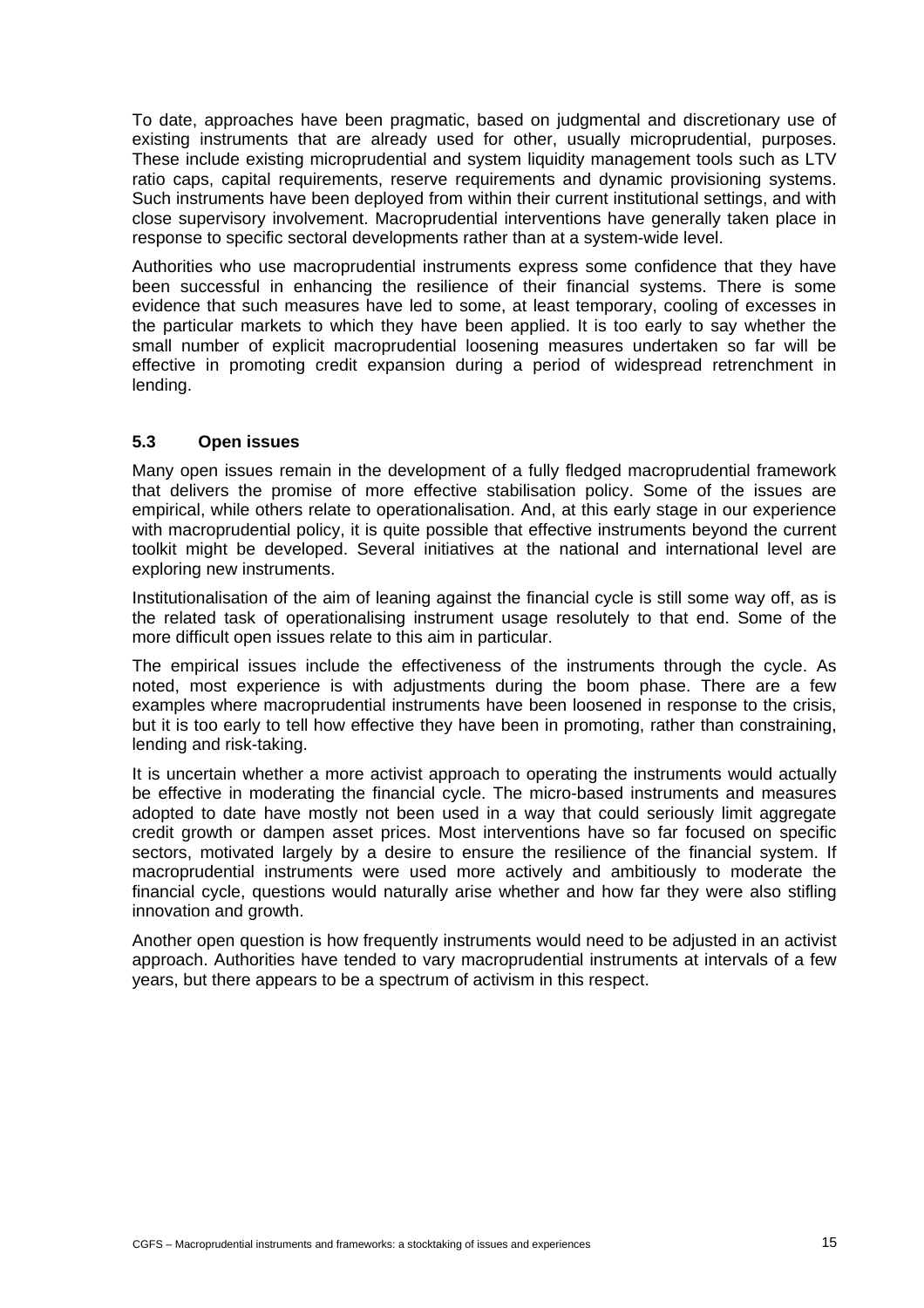To date, approaches have been pragmatic, based on judgmental and discretionary use of existing instruments that are already used for other, usually microprudential, purposes. These include existing microprudential and system liquidity management tools such as LTV ratio caps, capital requirements, reserve requirements and dynamic provisioning systems. Such instruments have been deployed from within their current institutional settings, and with close supervisory involvement. Macroprudential interventions have generally taken place in response to specific sectoral developments rather than at a system-wide level.

Authorities who use macroprudential instruments express some confidence that they have been successful in enhancing the resilience of their financial systems. There is some evidence that such measures have led to some, at least temporary, cooling of excesses in the particular markets to which they have been applied. It is too early to say whether the small number of explicit macroprudential loosening measures undertaken so far will be effective in promoting credit expansion during a period of widespread retrenchment in lending.

### 5.3 Open issues

Many open issues remain in the development of a fully fledged macroprudential framework that delivers the promise of more effective stabilisation policy. Some of the issues are empirical, while others relate to operationalisation. And, at this early stage in our experience with macroprudential policy, it is quite possible that effective instruments beyond the current toolkit might be developed. Several initiatives at the national and international level are exploring new instruments.

Institutionalisation of the aim of leaning against the financial cycle is still some way off, as is the related task of operationalising instrument usage resolutely to that end. Some of the more difficult open issues relate to this aim in particular.

The empirical issues include the effectiveness of the instruments through the cycle. As noted, most experience is with adjustments during the boom phase. There are a few examples where macroprudential instruments have been loosened in response to the crisis, but it is too early to tell how effective they have been in promoting, rather than constraining, lending and risk-taking.

It is uncertain whether a more activist approach to operating the instruments would actually be effective in moderating the financial cycle. The micro-based instruments and measures adopted to date have mostly not been used in a way that could seriously limit aggregate credit growth or dampen asset prices. Most interventions have so far focused on specific sectors, motivated largely by a desire to ensure the resilience of the financial system. If macroprudential instruments were used more actively and ambitiously to moderate the financial cycle, questions would naturally arise whether and how far they were also stifling innovation and growth.

Another open question is how frequently instruments would need to be adjusted in an activist approach. Authorities have tended to vary macroprudential instruments at intervals of a few years, but there appears to be a spectrum of activism in this respect.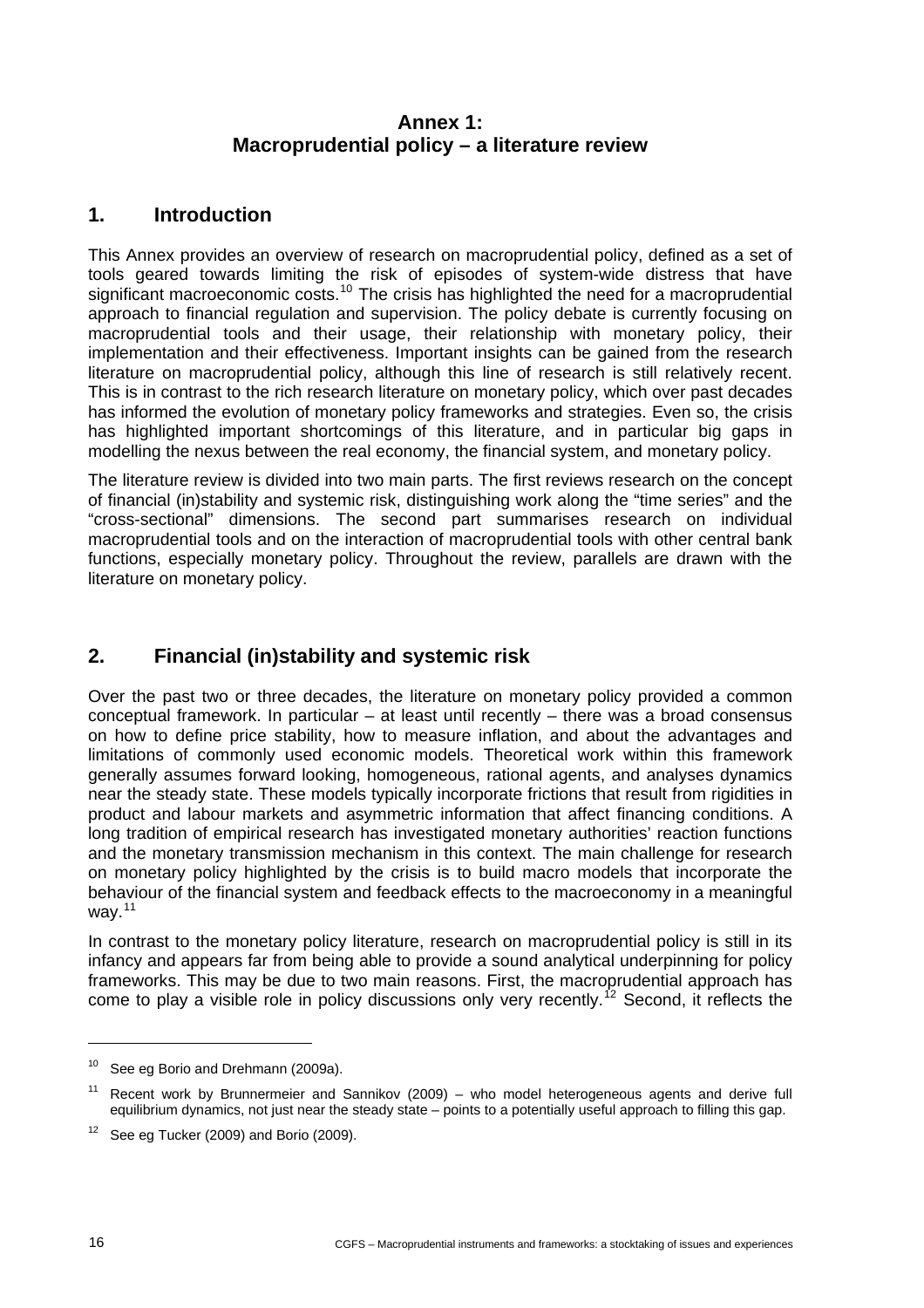# Annex 1: Macroprudential policy – a literature review

## 1. Introduction

This Annex provides an overview of research on macroprudential policy, defined as a set of tools geared towards limiting the risk of episodes of system-wide distress that have significant macroeconomic costs.[10] The crisis has highlighted the need for a macroprudential approach to financial regulation and supervision. The policy debate is currently focusing on macroprudential tools and their usage, their relationship with monetary policy, their implementation and their effectiveness. Important insights can be gained from the research literature on macroprudential policy, although this line of research is still relatively recent. This is in contrast to the rich research literature on monetary policy, which over past decades has informed the evolution of monetary policy frameworks and strategies. Even so, the crisis has highlighted important shortcomings of this literature, and in particular big gaps in modelling the nexus between the real economy, the financial system, and monetary policy.

The literature review is divided into two main parts. The first reviews research on the concept of financial (in)stability and systemic risk, distinguishing work along the "time series" and the "cross-sectional" dimensions. The second part summarises research on individual macroprudential tools and on the interaction of macroprudential tools with other central bank functions, especially monetary policy. Throughout the review, parallels are drawn with the literature on monetary policy.

## 2. Financial (in)stability and systemic risk

Over the past two or three decades, the literature on monetary policy provided a common conceptual framework. In particular – at least until recently – there was a broad consensus on how to define price stability, how to measure inflation, and about the advantages and limitations of commonly used economic models. Theoretical work within this framework generally assumes forward looking, homogeneous, rational agents, and analyses dynamics near the steady state. These models typically incorporate frictions that result from rigidities in product and labour markets and asymmetric information that affect financing conditions. A long tradition of empirical research has investigated monetary authorities' reaction functions and the monetary transmission mechanism in this context. The main challenge for research on monetary policy highlighted by the crisis is to build macro models that incorporate the behaviour of the financial system and feedback effects to the macroeconomy in a meaningful way.[11]

In contrast to the monetary policy literature, research on macroprudential policy is still in its infancy and appears far from being able to provide a sound analytical underpinning for policy frameworks. This may be due to two main reasons. First, the macroprudential approach has come to play a visible role in policy discussions only very recently.[12] Second, it reflects the

---

[10] See eg Borio and Drehmann (2009a).

[11] Recent work by Brunnermeier and Sannikov (2009) – who model heterogeneous agents and derive full equilibrium dynamics, not just near the steady state – points to a potentially useful approach to filling this gap.

[12] See eg Tucker (2009) and Borio (2009).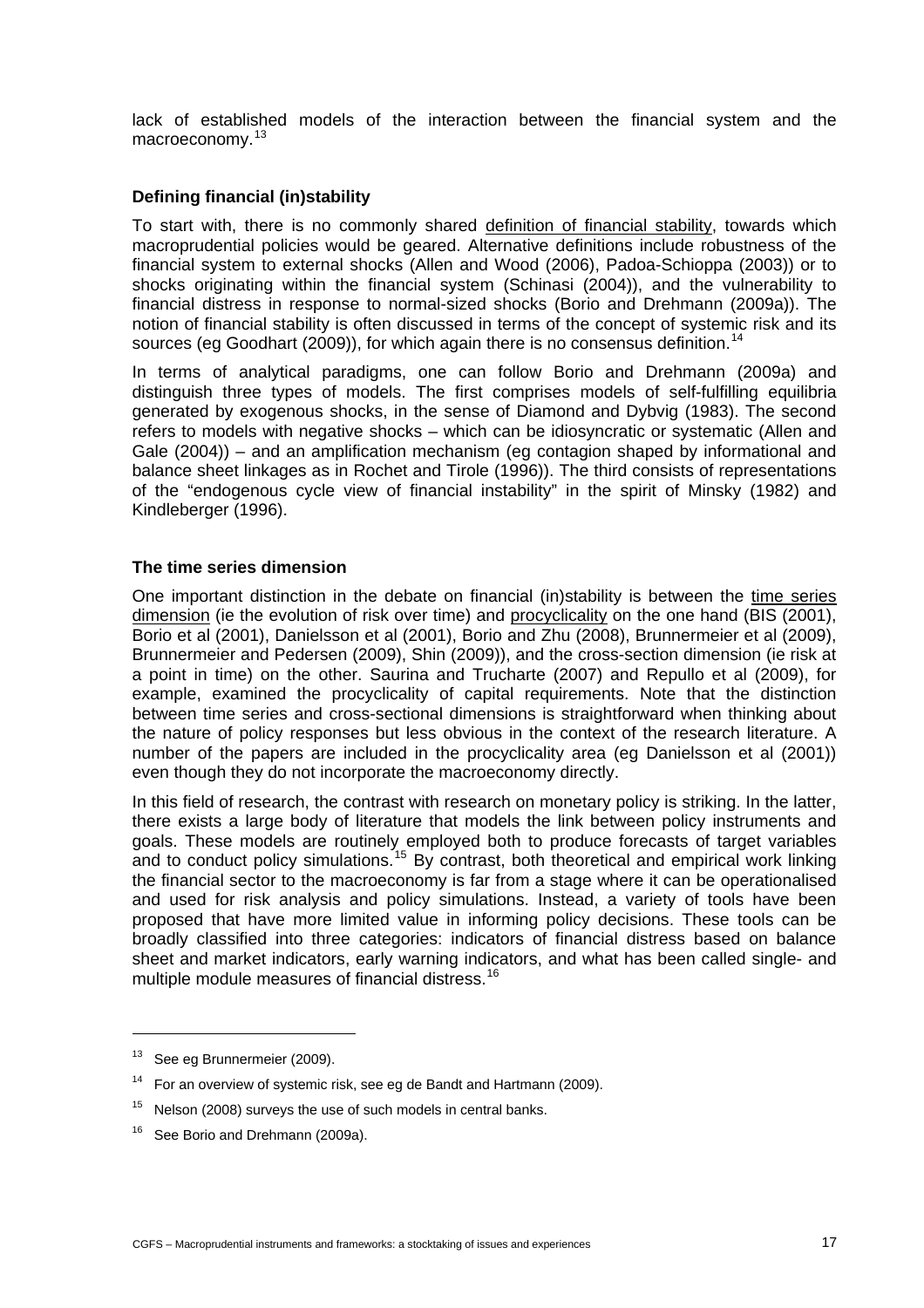lack of established models of the interaction between the financial system and the macroeconomy.[13]

**Defining financial (in)stability**

To start with, there is no commonly shared definition of financial stability, towards which macroprudential policies would be geared. Alternative definitions include robustness of the financial system to external shocks (Allen and Wood (2006), Padoa-Schioppa (2003)) or to shocks originating within the financial system (Schinasi (2004)), and the vulnerability to financial distress in response to normal-sized shocks (Borio and Drehmann (2009a)). The notion of financial stability is often discussed in terms of the concept of systemic risk and its sources (eg Goodhart (2009)), for which again there is no consensus definition.[14]

In terms of analytical paradigms, one can follow Borio and Drehmann (2009a) and distinguish three types of models. The first comprises models of self-fulfilling equilibria generated by exogenous shocks, in the sense of Diamond and Dybvig (1983). The second refers to models with negative shocks – which can be idiosyncratic or systematic (Allen and Gale (2004)) – and an amplification mechanism (eg contagion shaped by informational and balance sheet linkages as in Rochet and Tirole (1996)). The third consists of representations of the "endogenous cycle view of financial instability" in the spirit of Minsky (1982) and Kindleberger (1996).

**The time series dimension**

One important distinction in the debate on financial (in)stability is between the time series dimension (ie the evolution of risk over time) and procyclicality on the one hand (BIS (2001), Borio et al (2001), Danielsson et al (2001), Borio and Zhu (2008), Brunnermeier et al (2009), Brunnermeier and Pedersen (2009), Shin (2009)), and the cross-section dimension (ie risk at a point in time) on the other. Saurina and Trucharte (2007) and Repullo et al (2009), for example, examined the procyclicality of capital requirements. Note that the distinction between time series and cross-sectional dimensions is straightforward when thinking about the nature of policy responses but less obvious in the context of the research literature. A number of the papers are included in the procyclicality area (eg Danielsson et al (2001)) even though they do not incorporate the macroeconomy directly.

In this field of research, the contrast with research on monetary policy is striking. In the latter, there exists a large body of literature that models the link between policy instruments and goals. These models are routinely employed both to produce forecasts of target variables and to conduct policy simulations.[15] By contrast, both theoretical and empirical work linking the financial sector to the macroeconomy is far from a stage where it can be operationalised and used for risk analysis and policy simulations. Instead, a variety of tools have been proposed that have more limited value in informing policy decisions. These tools can be broadly classified into three categories: indicators of financial distress based on balance sheet and market indicators, early warning indicators, and what has been called single- and multiple module measures of financial distress.[16]

---

[13] See eg Brunnermeier (2009).

[14] For an overview of systemic risk, see eg de Bandt and Hartmann (2009).

[15] Nelson (2008) surveys the use of such models in central banks.

[16] See Borio and Drehmann (2009a).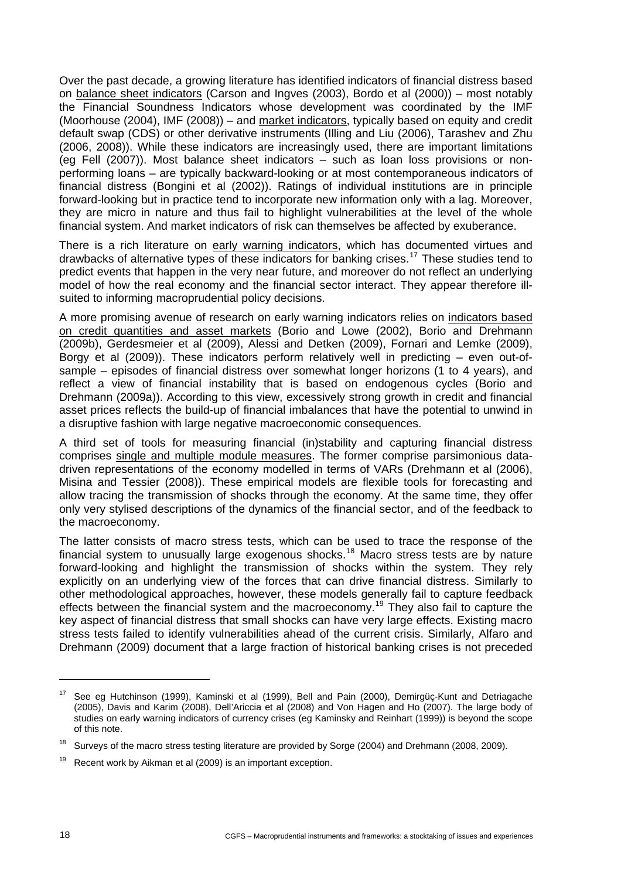Over the past decade, a growing literature has identified indicators of financial distress based on <u>balance sheet indicators</u> (Carson and Ingves (2003), Bordo et al (2000)) – most notably the Financial Soundness Indicators whose development was coordinated by the IMF (Moorhouse (2004), IMF (2008)) – and <u>market indicators</u>, typically based on equity and credit default swap (CDS) or other derivative instruments (Illing and Liu (2006), Tarashev and Zhu (2006, 2008)). While these indicators are increasingly used, there are important limitations (eg Fell (2007)). Most balance sheet indicators – such as loan loss provisions or non-performing loans – are typically backward-looking or at most contemporaneous indicators of financial distress (Bongini et al (2002)). Ratings of individual institutions are in principle forward-looking but in practice tend to incorporate new information only with a lag. Moreover, they are micro in nature and thus fail to highlight vulnerabilities at the level of the whole financial system. And market indicators of risk can themselves be affected by exuberance.

There is a rich literature on <u>early warning indicators</u>, which has documented virtues and drawbacks of alternative types of these indicators for banking crises.[17] These studies tend to predict events that happen in the very near future, and moreover do not reflect an underlying model of how the real economy and the financial sector interact. They appear therefore ill-suited to informing macroprudential policy decisions.

A more promising avenue of research on early warning indicators relies on <u>indicators based on credit quantities and asset markets</u> (Borio and Lowe (2002), Borio and Drehmann (2009b), Gerdesmeier et al (2009), Alessi and Detken (2009), Fornari and Lemke (2009), Borgy et al (2009)). These indicators perform relatively well in predicting – even out-of-sample – episodes of financial distress over somewhat longer horizons (1 to 4 years), and reflect a view of financial instability that is based on endogenous cycles (Borio and Drehmann (2009a)). According to this view, excessively strong growth in credit and financial asset prices reflects the build-up of financial imbalances that have the potential to unwind in a disruptive fashion with large negative macroeconomic consequences.

A third set of tools for measuring financial (in)stability and capturing financial distress comprises <u>single and multiple module measures</u>. The former comprise parsimonious data-driven representations of the economy modelled in terms of VARs (Drehmann et al (2006), Misina and Tessier (2008)). These empirical models are flexible tools for forecasting and allow tracing the transmission of shocks through the economy. At the same time, they offer only very stylised descriptions of the dynamics of the financial sector, and of the feedback to the macroeconomy.

The latter consists of macro stress tests, which can be used to trace the response of the financial system to unusually large exogenous shocks.[18] Macro stress tests are by nature forward-looking and highlight the transmission of shocks within the system. They rely explicitly on an underlying view of the forces that can drive financial distress. Similarly to other methodological approaches, however, these models generally fail to capture feedback effects between the financial system and the macroeconomy.[19] They also fail to capture the key aspect of financial distress that small shocks can have very large effects. Existing macro stress tests failed to identify vulnerabilities ahead of the current crisis. Similarly, Alfaro and Drehmann (2009) document that a large fraction of historical banking crises is not preceded

---

[17] See eg Hutchinson (1999), Kaminski et al (1999), Bell and Pain (2000), Demirgüç-Kunt and Detriagache (2005), Davis and Karim (2008), Dell'Ariccia et al (2008) and Von Hagen and Ho (2007). The large body of studies on early warning indicators of currency crises (eg Kaminsky and Reinhart (1999)) is beyond the scope of this note.

[18] Surveys of the macro stress testing literature are provided by Sorge (2004) and Drehmann (2008, 2009).

[19] Recent work by Aikman et al (2009) is an important exception.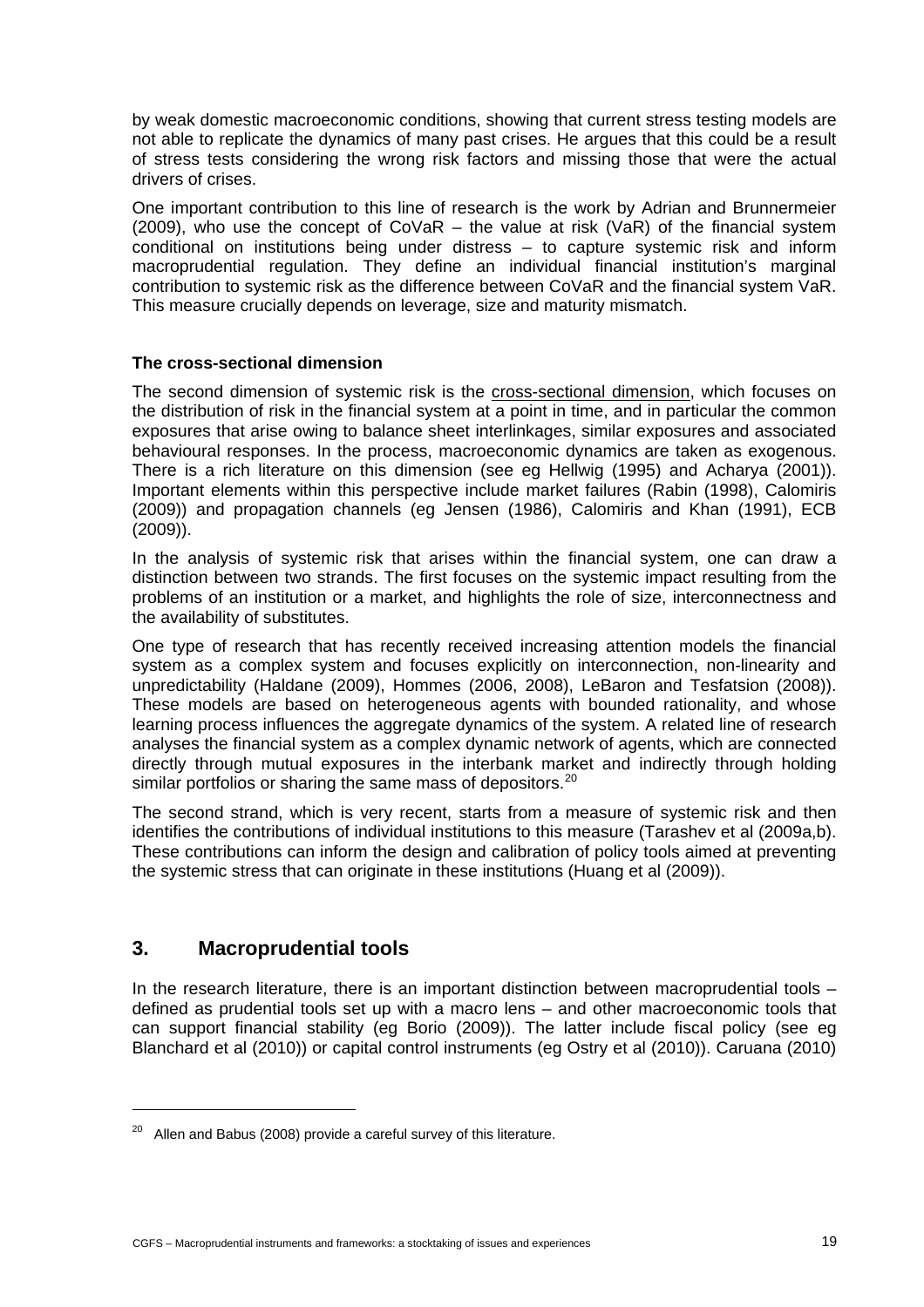by weak domestic macroeconomic conditions, showing that current stress testing models are not able to replicate the dynamics of many past crises. He argues that this could be a result of stress tests considering the wrong risk factors and missing those that were the actual drivers of crises.

One important contribution to this line of research is the work by Adrian and Brunnermeier (2009), who use the concept of CoVaR – the value at risk (VaR) of the financial system conditional on institutions being under distress – to capture systemic risk and inform macroprudential regulation. They define an individual financial institution's marginal contribution to systemic risk as the difference between CoVaR and the financial system VaR. This measure crucially depends on leverage, size and maturity mismatch.

**The cross-sectional dimension**

The second dimension of systemic risk is the cross-sectional dimension, which focuses on the distribution of risk in the financial system at a point in time, and in particular the common exposures that arise owing to balance sheet interlinkages, similar exposures and associated behavioural responses. In the process, macroeconomic dynamics are taken as exogenous. There is a rich literature on this dimension (see eg Hellwig (1995) and Acharya (2001)). Important elements within this perspective include market failures (Rabin (1998), Calomiris (2009)) and propagation channels (eg Jensen (1986), Calomiris and Khan (1991), ECB (2009)).

In the analysis of systemic risk that arises within the financial system, one can draw a distinction between two strands. The first focuses on the systemic impact resulting from the problems of an institution or a market, and highlights the role of size, interconnectness and the availability of substitutes.

One type of research that has recently received increasing attention models the financial system as a complex system and focuses explicitly on interconnection, non-linearity and unpredictability (Haldane (2009), Hommes (2006, 2008), LeBaron and Tesfatsion (2008)). These models are based on heterogeneous agents with bounded rationality, and whose learning process influences the aggregate dynamics of the system. A related line of research analyses the financial system as a complex dynamic network of agents, which are connected directly through mutual exposures in the interbank market and indirectly through holding similar portfolios or sharing the same mass of depositors.[20]

The second strand, which is very recent, starts from a measure of systemic risk and then identifies the contributions of individual institutions to this measure (Tarashev et al (2009a,b). These contributions can inform the design and calibration of policy tools aimed at preventing the systemic stress that can originate in these institutions (Huang et al (2009)).

## 3. Macroprudential tools

In the research literature, there is an important distinction between macroprudential tools – defined as prudential tools set up with a macro lens – and other macroeconomic tools that can support financial stability (eg Borio (2009)). The latter include fiscal policy (see eg Blanchard et al (2010)) or capital control instruments (eg Ostry et al (2010)). Caruana (2010)

[20] Allen and Babus (2008) provide a careful survey of this literature.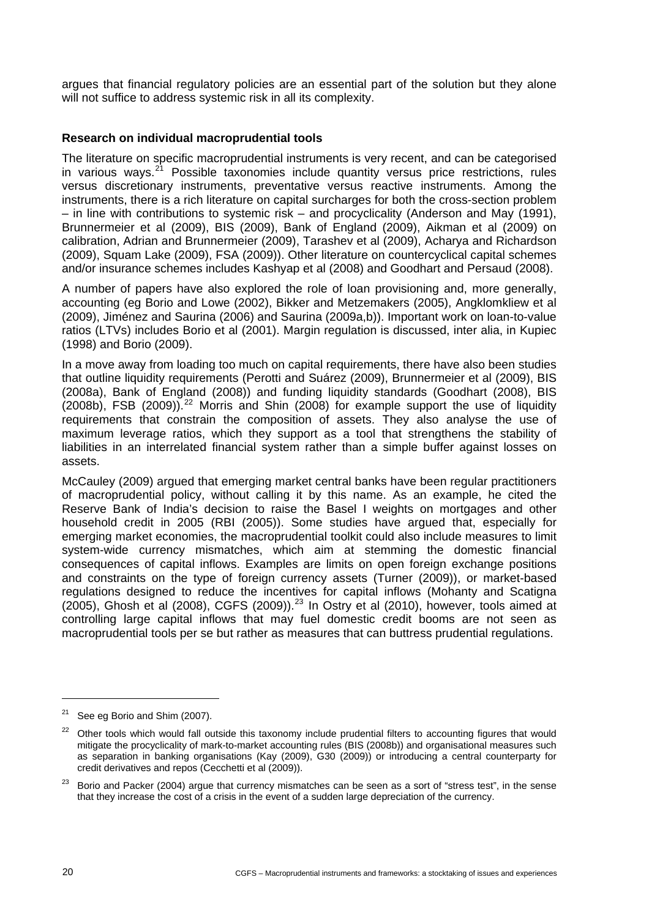argues that financial regulatory policies are an essential part of the solution but they alone will not suffice to address systemic risk in all its complexity.

**Research on individual macroprudential tools**

The literature on specific macroprudential instruments is very recent, and can be categorised in various ways.[21] Possible taxonomies include quantity versus price restrictions, rules versus discretionary instruments, preventative versus reactive instruments. Among the instruments, there is a rich literature on capital surcharges for both the cross-section problem – in line with contributions to systemic risk – and procyclicality (Anderson and May (1991), Brunnermeier et al (2009), BIS (2009), Bank of England (2009), Aikman et al (2009) on calibration, Adrian and Brunnermeier (2009), Tarashev et al (2009), Acharya and Richardson (2009), Squam Lake (2009), FSA (2009)). Other literature on countercyclical capital schemes and/or insurance schemes includes Kashyap et al (2008) and Goodhart and Persaud (2008).

A number of papers have also explored the role of loan provisioning and, more generally, accounting (eg Borio and Lowe (2002), Bikker and Metzemakers (2005), Angklomkliew et al (2009), Jiménez and Saurina (2006) and Saurina (2009a,b)). Important work on loan-to-value ratios (LTVs) includes Borio et al (2001). Margin regulation is discussed, inter alia, in Kupiec (1998) and Borio (2009).

In a move away from loading too much on capital requirements, there have also been studies that outline liquidity requirements (Perotti and Suárez (2009), Brunnermeier et al (2009), BIS (2008a), Bank of England (2008)) and funding liquidity standards (Goodhart (2008), BIS (2008b), FSB (2009)).[22] Morris and Shin (2008) for example support the use of liquidity requirements that constrain the composition of assets. They also analyse the use of maximum leverage ratios, which they support as a tool that strengthens the stability of liabilities in an interrelated financial system rather than a simple buffer against losses on assets.

McCauley (2009) argued that emerging market central banks have been regular practitioners of macroprudential policy, without calling it by this name. As an example, he cited the Reserve Bank of India's decision to raise the Basel I weights on mortgages and other household credit in 2005 (RBI (2005)). Some studies have argued that, especially for emerging market economies, the macroprudential toolkit could also include measures to limit system-wide currency mismatches, which aim at stemming the domestic financial consequences of capital inflows. Examples are limits on open foreign exchange positions and constraints on the type of foreign currency assets (Turner (2009)), or market-based regulations designed to reduce the incentives for capital inflows (Mohanty and Scatigna (2005), Ghosh et al (2008), CGFS (2009)).[23] In Ostry et al (2010), however, tools aimed at controlling large capital inflows that may fuel domestic credit booms are not seen as macroprudential tools per se but rather as measures that can buttress prudential regulations.

---

[21] See eg Borio and Shim (2007).

[22] Other tools which would fall outside this taxonomy include prudential filters to accounting figures that would mitigate the procyclicality of mark-to-market accounting rules (BIS (2008b)) and organisational measures such as separation in banking organisations (Kay (2009), G30 (2009)) or introducing a central counterparty for credit derivatives and repos (Cecchetti et al (2009)).

[23] Borio and Packer (2004) argue that currency mismatches can be seen as a sort of "stress test", in the sense that they increase the cost of a crisis in the event of a sudden large depreciation of the currency.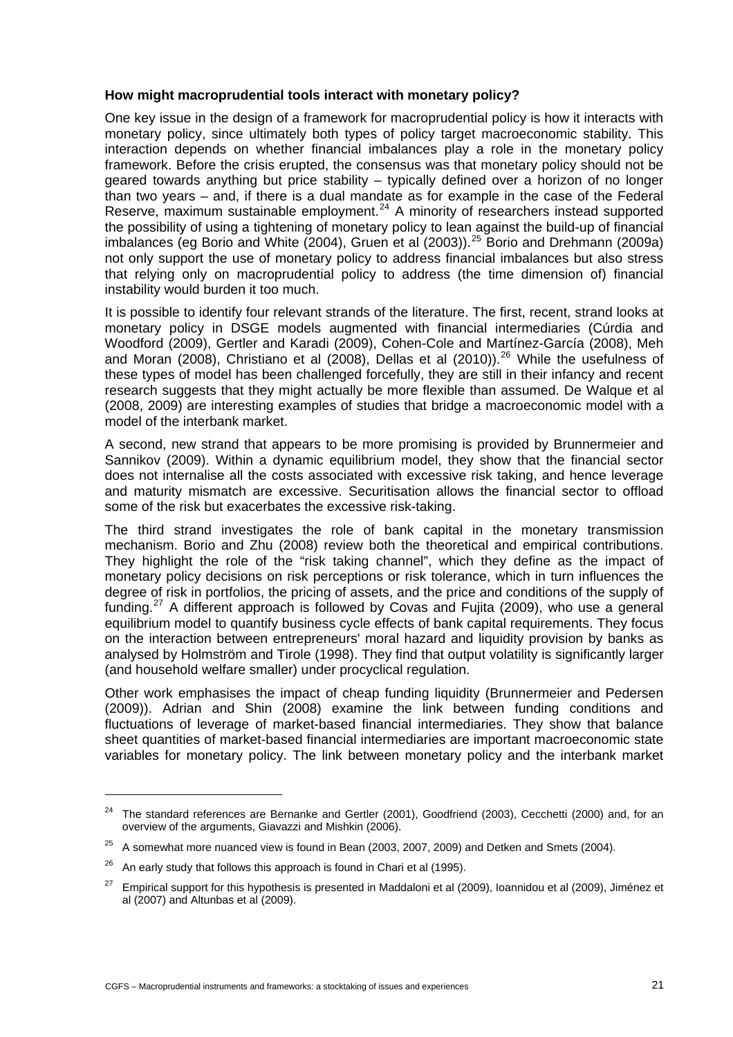**How might macroprudential tools interact with monetary policy?**

One key issue in the design of a framework for macroprudential policy is how it interacts with monetary policy, since ultimately both types of policy target macroeconomic stability. This interaction depends on whether financial imbalances play a role in the monetary policy framework. Before the crisis erupted, the consensus was that monetary policy should not be geared towards anything but price stability – typically defined over a horizon of no longer than two years – and, if there is a dual mandate as for example in the case of the Federal Reserve, maximum sustainable employment.[24] A minority of researchers instead supported the possibility of using a tightening of monetary policy to lean against the build-up of financial imbalances (eg Borio and White (2004), Gruen et al (2003)).[25] Borio and Drehmann (2009a) not only support the use of monetary policy to address financial imbalances but also stress that relying only on macroprudential policy to address (the time dimension of) financial instability would burden it too much.

It is possible to identify four relevant strands of the literature. The first, recent, strand looks at monetary policy in DSGE models augmented with financial intermediaries (Cúrdia and Woodford (2009), Gertler and Karadi (2009), Cohen-Cole and Martínez-García (2008), Meh and Moran (2008), Christiano et al (2008), Dellas et al (2010)).[26] While the usefulness of these types of model has been challenged forcefully, they are still in their infancy and recent research suggests that they might actually be more flexible than assumed. De Walque et al (2008, 2009) are interesting examples of studies that bridge a macroeconomic model with a model of the interbank market.

A second, new strand that appears to be more promising is provided by Brunnermeier and Sannikov (2009). Within a dynamic equilibrium model, they show that the financial sector does not internalise all the costs associated with excessive risk taking, and hence leverage and maturity mismatch are excessive. Securitisation allows the financial sector to offload some of the risk but exacerbates the excessive risk-taking.

The third strand investigates the role of bank capital in the monetary transmission mechanism. Borio and Zhu (2008) review both the theoretical and empirical contributions. They highlight the role of the "risk taking channel", which they define as the impact of monetary policy decisions on risk perceptions or risk tolerance, which in turn influences the degree of risk in portfolios, the pricing of assets, and the price and conditions of the supply of funding.[27] A different approach is followed by Covas and Fujita (2009), who use a general equilibrium model to quantify business cycle effects of bank capital requirements. They focus on the interaction between entrepreneurs' moral hazard and liquidity provision by banks as analysed by Holmström and Tirole (1998). They find that output volatility is significantly larger (and household welfare smaller) under procyclical regulation.

Other work emphasises the impact of cheap funding liquidity (Brunnermeier and Pedersen (2009)). Adrian and Shin (2008) examine the link between funding conditions and fluctuations of leverage of market-based financial intermediaries. They show that balance sheet quantities of market-based financial intermediaries are important macroeconomic state variables for monetary policy. The link between monetary policy and the interbank market

---

[24] The standard references are Bernanke and Gertler (2001), Goodfriend (2003), Cecchetti (2000) and, for an overview of the arguments, Giavazzi and Mishkin (2006).

[25] A somewhat more nuanced view is found in Bean (2003, 2007, 2009) and Detken and Smets (2004).

[26] An early study that follows this approach is found in Chari et al (1995).

[27] Empirical support for this hypothesis is presented in Maddaloni et al (2009), Ioannidou et al (2009), Jiménez et al (2007) and Altunbas et al (2009).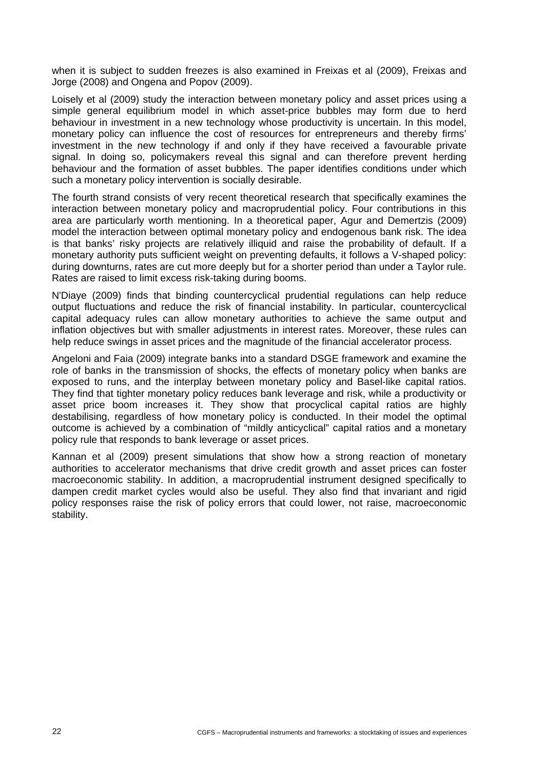when it is subject to sudden freezes is also examined in Freixas et al (2009), Freixas and Jorge (2008) and Ongena and Popov (2009).

Loisely et al (2009) study the interaction between monetary policy and asset prices using a simple general equilibrium model in which asset-price bubbles may form due to herd behaviour in investment in a new technology whose productivity is uncertain. In this model, monetary policy can influence the cost of resources for entrepreneurs and thereby firms' investment in the new technology if and only if they have received a favourable private signal. In doing so, policymakers reveal this signal and can therefore prevent herding behaviour and the formation of asset bubbles. The paper identifies conditions under which such a monetary policy intervention is socially desirable.

The fourth strand consists of very recent theoretical research that specifically examines the interaction between monetary policy and macroprudential policy. Four contributions in this area are particularly worth mentioning. In a theoretical paper, Agur and Demertzis (2009) model the interaction between optimal monetary policy and endogenous bank risk. The idea is that banks' risky projects are relatively illiquid and raise the probability of default. If a monetary authority puts sufficient weight on preventing defaults, it follows a V-shaped policy: during downturns, rates are cut more deeply but for a shorter period than under a Taylor rule. Rates are raised to limit excess risk-taking during booms.

N'Diaye (2009) finds that binding countercyclical prudential regulations can help reduce output fluctuations and reduce the risk of financial instability. In particular, countercyclical capital adequacy rules can allow monetary authorities to achieve the same output and inflation objectives but with smaller adjustments in interest rates. Moreover, these rules can help reduce swings in asset prices and the magnitude of the financial accelerator process.

Angeloni and Faia (2009) integrate banks into a standard DSGE framework and examine the role of banks in the transmission of shocks, the effects of monetary policy when banks are exposed to runs, and the interplay between monetary policy and Basel-like capital ratios. They find that tighter monetary policy reduces bank leverage and risk, while a productivity or asset price boom increases it. They show that procyclical capital ratios are highly destabilising, regardless of how monetary policy is conducted. In their model the optimal outcome is achieved by a combination of "mildly anticyclical" capital ratios and a monetary policy rule that responds to bank leverage or asset prices.

Kannan et al (2009) present simulations that show how a strong reaction of monetary authorities to accelerator mechanisms that drive credit growth and asset prices can foster macroeconomic stability. In addition, a macroprudential instrument designed specifically to dampen credit market cycles would also be useful. They also find that invariant and rigid policy responses raise the risk of policy errors that could lower, not raise, macroeconomic stability.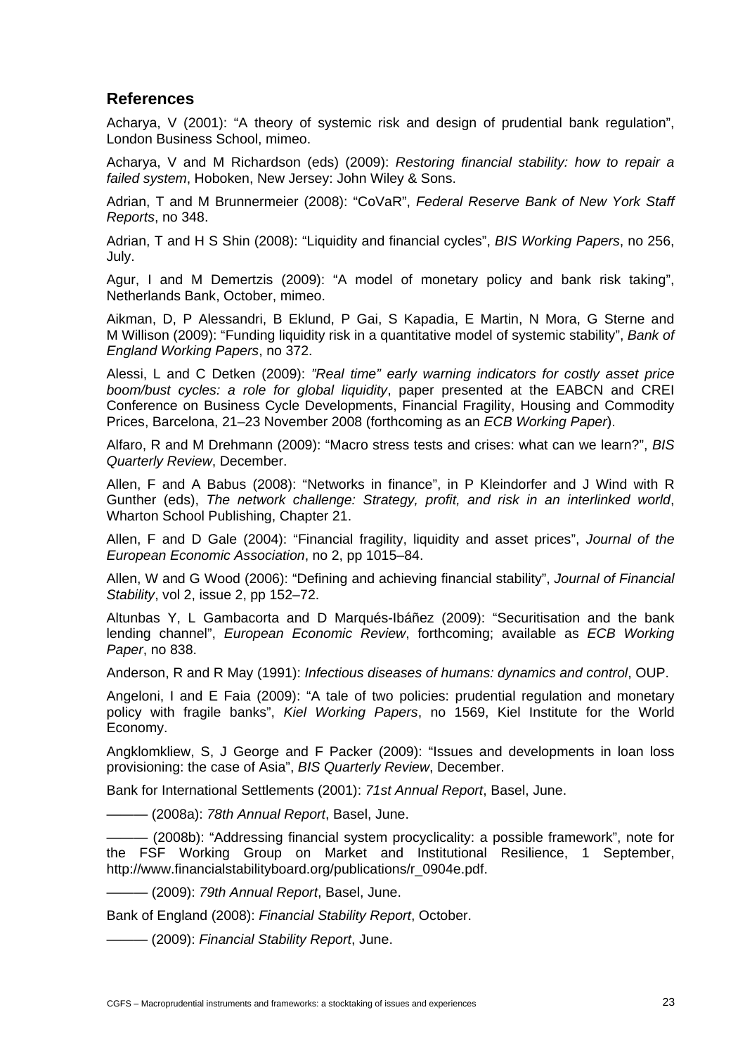## References

Acharya, V (2001): "A theory of systemic risk and design of prudential bank regulation", London Business School, mimeo.

Acharya, V and M Richardson (eds) (2009): *Restoring financial stability: how to repair a failed system*, Hoboken, New Jersey: John Wiley & Sons.

Adrian, T and M Brunnermeier (2008): "CoVaR", *Federal Reserve Bank of New York Staff Reports*, no 348.

Adrian, T and H S Shin (2008): "Liquidity and financial cycles", *BIS Working Papers*, no 256, July.

Agur, I and M Demertzis (2009): "A model of monetary policy and bank risk taking", Netherlands Bank, October, mimeo.

Aikman, D, P Alessandri, B Eklund, P Gai, S Kapadia, E Martin, N Mora, G Sterne and M Willison (2009): "Funding liquidity risk in a quantitative model of systemic stability", *Bank of England Working Papers*, no 372.

Alessi, L and C Detken (2009): *"Real time" early warning indicators for costly asset price boom/bust cycles: a role for global liquidity*, paper presented at the EABCN and CREI Conference on Business Cycle Developments, Financial Fragility, Housing and Commodity Prices, Barcelona, 21–23 November 2008 (forthcoming as an *ECB Working Paper*).

Alfaro, R and M Drehmann (2009): "Macro stress tests and crises: what can we learn?", *BIS Quarterly Review*, December.

Allen, F and A Babus (2008): "Networks in finance", in P Kleindorfer and J Wind with R Gunther (eds), *The network challenge: Strategy, profit, and risk in an interlinked world*, Wharton School Publishing, Chapter 21.

Allen, F and D Gale (2004): "Financial fragility, liquidity and asset prices", *Journal of the European Economic Association*, no 2, pp 1015–84.

Allen, W and G Wood (2006): "Defining and achieving financial stability", *Journal of Financial Stability*, vol 2, issue 2, pp 152–72.

Altunbas Y, L Gambacorta and D Marqués-Ibáñez (2009): "Securitisation and the bank lending channel", *European Economic Review*, forthcoming; available as *ECB Working Paper*, no 838.

Anderson, R and R May (1991): *Infectious diseases of humans: dynamics and control*, OUP.

Angeloni, I and E Faia (2009): "A tale of two policies: prudential regulation and monetary policy with fragile banks", *Kiel Working Papers*, no 1569, Kiel Institute for the World Economy.

Angklomkliew, S, J George and F Packer (2009): "Issues and developments in loan loss provisioning: the case of Asia", *BIS Quarterly Review*, December.

Bank for International Settlements (2001): *71st Annual Report*, Basel, June.

——— (2008a): *78th Annual Report*, Basel, June.

——— (2008b): "Addressing financial system procyclicality: a possible framework", note for the FSF Working Group on Market and Institutional Resilience, 1 September, http://www.financialstabilityboard.org/publications/r_0904e.pdf.

——— (2009): *79th Annual Report*, Basel, June.

Bank of England (2008): *Financial Stability Report*, October.

——— (2009): *Financial Stability Report*, June.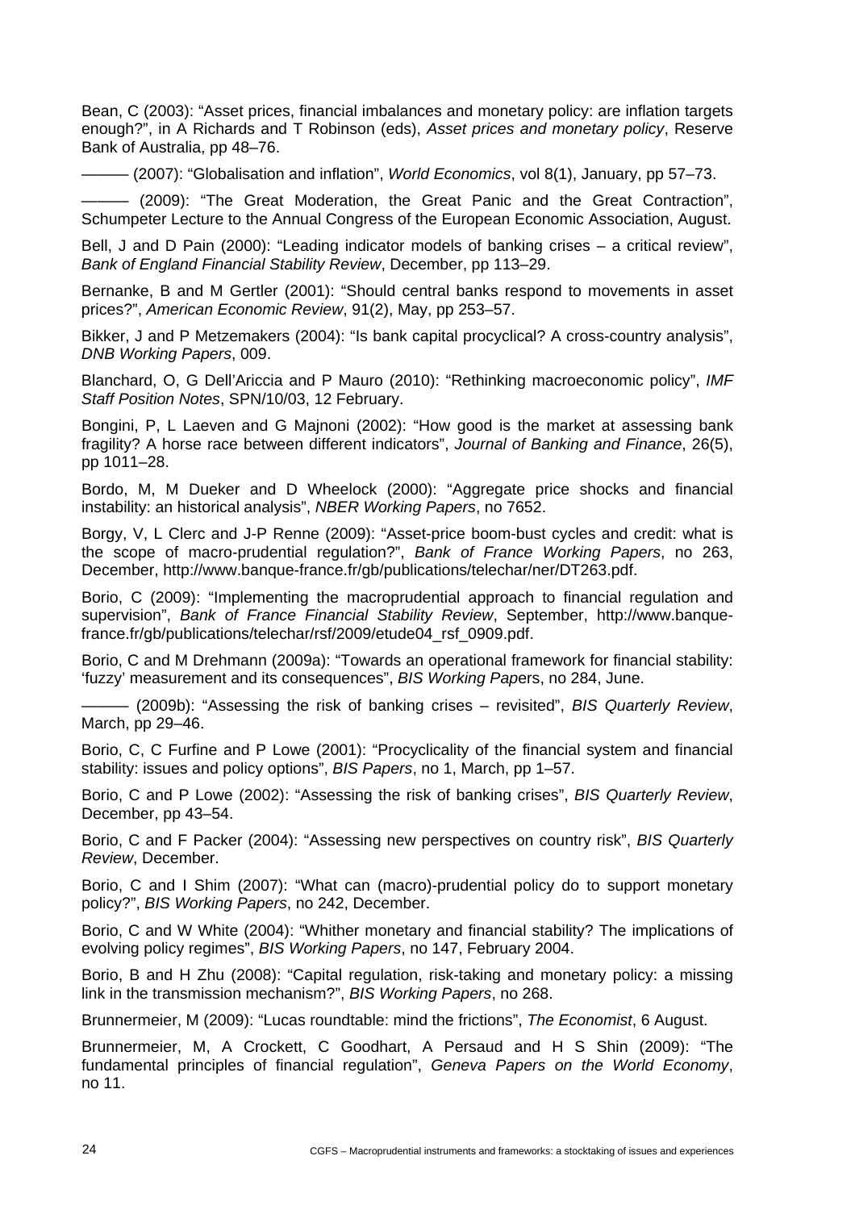Bean, C (2003): "Asset prices, financial imbalances and monetary policy: are inflation targets enough?", in A Richards and T Robinson (eds), *Asset prices and monetary policy*, Reserve Bank of Australia, pp 48–76.

——— (2007): "Globalisation and inflation", *World Economics*, vol 8(1), January, pp 57–73.

——— (2009): "The Great Moderation, the Great Panic and the Great Contraction", Schumpeter Lecture to the Annual Congress of the European Economic Association, August.

Bell, J and D Pain (2000): "Leading indicator models of banking crises – a critical review", *Bank of England Financial Stability Review*, December, pp 113–29.

Bernanke, B and M Gertler (2001): "Should central banks respond to movements in asset prices?", *American Economic Review*, 91(2), May, pp 253–57.

Bikker, J and P Metzemakers (2004): "Is bank capital procyclical? A cross-country analysis", *DNB Working Papers*, 009.

Blanchard, O, G Dell'Ariccia and P Mauro (2010): "Rethinking macroeconomic policy", *IMF Staff Position Notes*, SPN/10/03, 12 February.

Bongini, P, L Laeven and G Majnoni (2002): "How good is the market at assessing bank fragility? A horse race between different indicators", *Journal of Banking and Finance*, 26(5), pp 1011–28.

Bordo, M, M Dueker and D Wheelock (2000): "Aggregate price shocks and financial instability: an historical analysis", *NBER Working Papers*, no 7652.

Borgy, V, L Clerc and J-P Renne (2009): "Asset-price boom-bust cycles and credit: what is the scope of macro-prudential regulation?", *Bank of France Working Papers*, no 263, December, http://www.banque-france.fr/gb/publications/telechar/ner/DT263.pdf.

Borio, C (2009): "Implementing the macroprudential approach to financial regulation and supervision", *Bank of France Financial Stability Review*, September, http://www.banque-france.fr/gb/publications/telechar/rsf/2009/etude04_rsf_0909.pdf.

Borio, C and M Drehmann (2009a): "Towards an operational framework for financial stability: 'fuzzy' measurement and its consequences", *BIS Working Papers*, no 284, June.

——— (2009b): "Assessing the risk of banking crises – revisited", *BIS Quarterly Review*, March, pp 29–46.

Borio, C, C Furfine and P Lowe (2001): "Procyclicality of the financial system and financial stability: issues and policy options", *BIS Papers*, no 1, March, pp 1–57.

Borio, C and P Lowe (2002): "Assessing the risk of banking crises", *BIS Quarterly Review*, December, pp 43–54.

Borio, C and F Packer (2004): "Assessing new perspectives on country risk", *BIS Quarterly Review*, December.

Borio, C and I Shim (2007): "What can (macro)-prudential policy do to support monetary policy?", *BIS Working Papers*, no 242, December.

Borio, C and W White (2004): "Whither monetary and financial stability? The implications of evolving policy regimes", *BIS Working Papers*, no 147, February 2004.

Borio, B and H Zhu (2008): "Capital regulation, risk-taking and monetary policy: a missing link in the transmission mechanism?", *BIS Working Papers*, no 268.

Brunnermeier, M (2009): "Lucas roundtable: mind the frictions", *The Economist*, 6 August.

Brunnermeier, M, A Crockett, C Goodhart, A Persaud and H S Shin (2009): "The fundamental principles of financial regulation", *Geneva Papers on the World Economy*, no 11.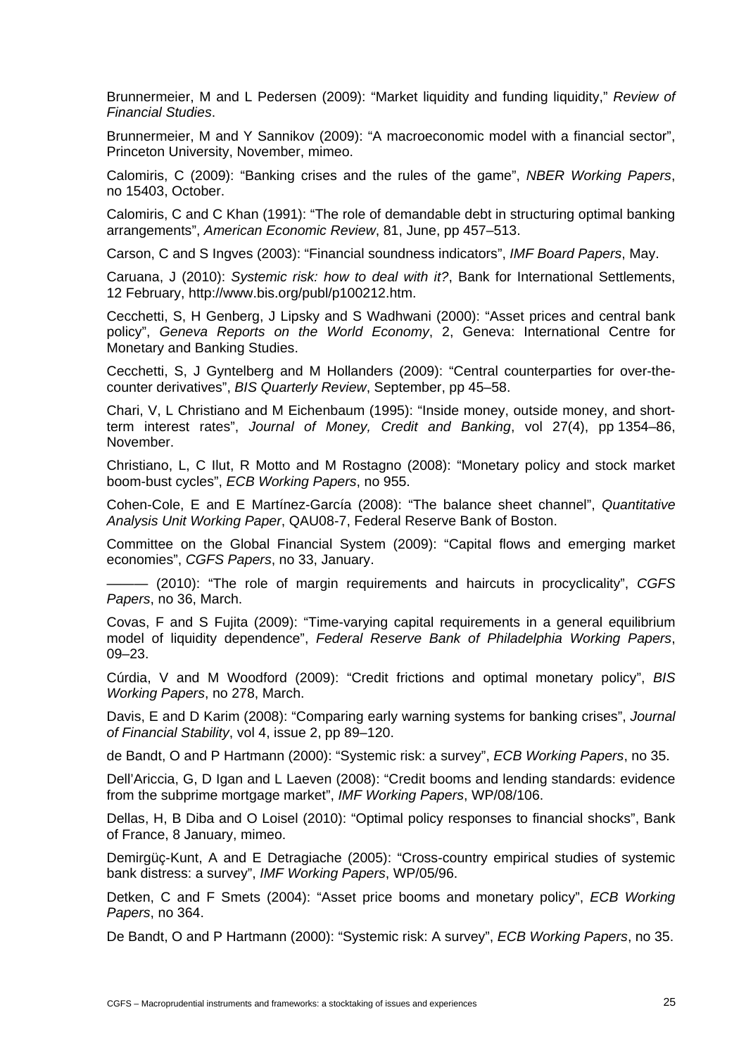Brunnermeier, M and L Pedersen (2009): "Market liquidity and funding liquidity," *Review of Financial Studies*.

Brunnermeier, M and Y Sannikov (2009): "A macroeconomic model with a financial sector", Princeton University, November, mimeo.

Calomiris, C (2009): "Banking crises and the rules of the game", *NBER Working Papers*, no 15403, October.

Calomiris, C and C Khan (1991): "The role of demandable debt in structuring optimal banking arrangements", *American Economic Review*, 81, June, pp 457–513.

Carson, C and S Ingves (2003): "Financial soundness indicators", *IMF Board Papers*, May.

Caruana, J (2010): *Systemic risk: how to deal with it?*, Bank for International Settlements, 12 February, http://www.bis.org/publ/p100212.htm.

Cecchetti, S, H Genberg, J Lipsky and S Wadhwani (2000): "Asset prices and central bank policy", *Geneva Reports on the World Economy*, 2, Geneva: International Centre for Monetary and Banking Studies.

Cecchetti, S, J Gyntelberg and M Hollanders (2009): "Central counterparties for over-the-counter derivatives", *BIS Quarterly Review*, September, pp 45–58.

Chari, V, L Christiano and M Eichenbaum (1995): "Inside money, outside money, and short-term interest rates", *Journal of Money, Credit and Banking*, vol 27(4), pp 1354–86, November.

Christiano, L, C Ilut, R Motto and M Rostagno (2008): "Monetary policy and stock market boom-bust cycles", *ECB Working Papers*, no 955.

Cohen-Cole, E and E Martínez-García (2008): "The balance sheet channel", *Quantitative Analysis Unit Working Paper*, QAU08-7, Federal Reserve Bank of Boston.

Committee on the Global Financial System (2009): "Capital flows and emerging market economies", *CGFS Papers*, no 33, January.

——— (2010): "The role of margin requirements and haircuts in procyclicality", *CGFS Papers*, no 36, March.

Covas, F and S Fujita (2009): "Time-varying capital requirements in a general equilibrium model of liquidity dependence", *Federal Reserve Bank of Philadelphia Working Papers*, 09–23.

Cúrdia, V and M Woodford (2009): "Credit frictions and optimal monetary policy", *BIS Working Papers*, no 278, March.

Davis, E and D Karim (2008): "Comparing early warning systems for banking crises", *Journal of Financial Stability*, vol 4, issue 2, pp 89–120.

de Bandt, O and P Hartmann (2000): "Systemic risk: a survey", *ECB Working Papers*, no 35.

Dell'Ariccia, G, D Igan and L Laeven (2008): "Credit booms and lending standards: evidence from the subprime mortgage market", *IMF Working Papers*, WP/08/106.

Dellas, H, B Diba and O Loisel (2010): "Optimal policy responses to financial shocks", Bank of France, 8 January, mimeo.

Demirgüç-Kunt, A and E Detragiache (2005): "Cross-country empirical studies of systemic bank distress: a survey", *IMF Working Papers*, WP/05/96.

Detken, C and F Smets (2004): "Asset price booms and monetary policy", *ECB Working Papers*, no 364.

De Bandt, O and P Hartmann (2000): "Systemic risk: A survey", *ECB Working Papers*, no 35.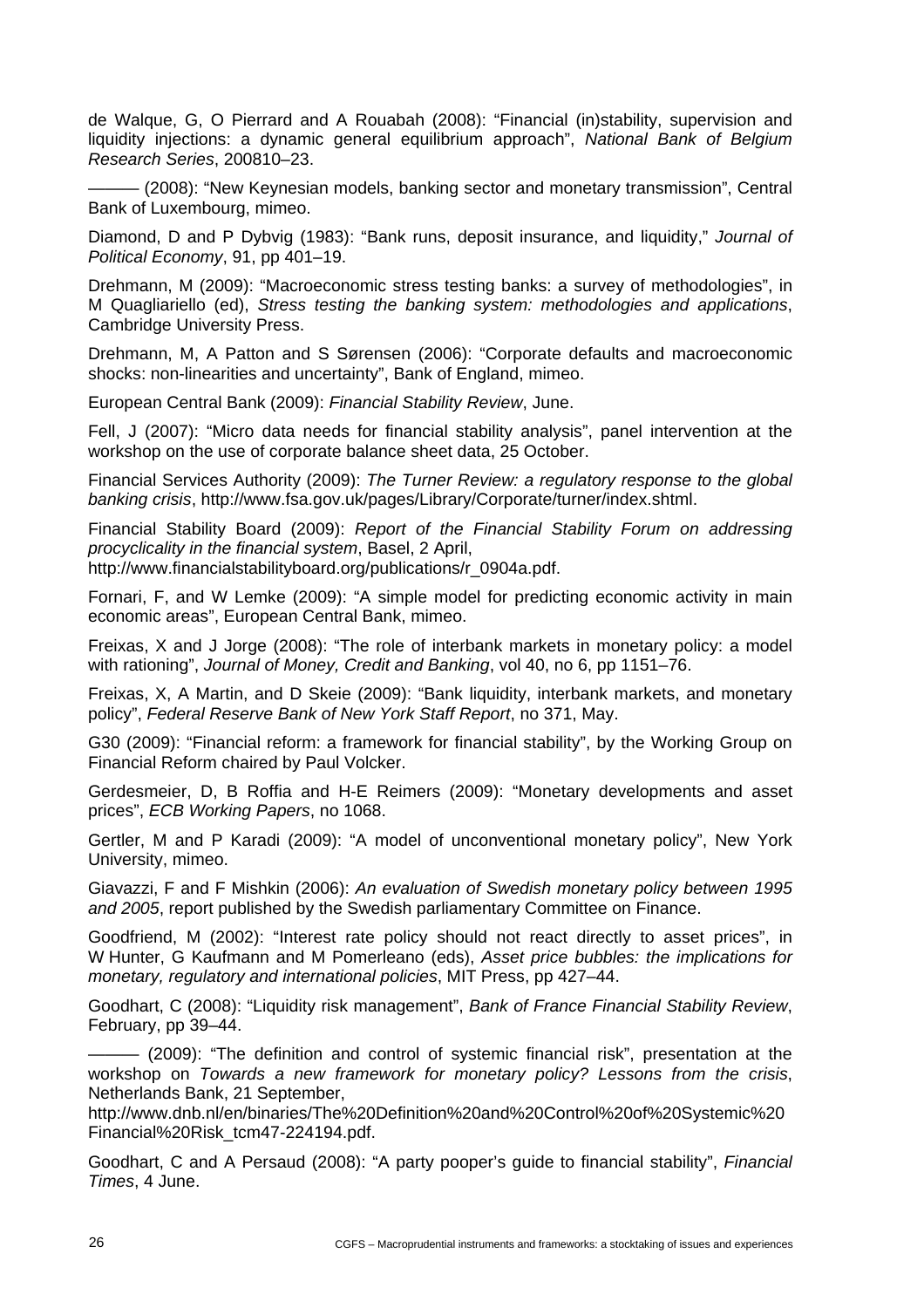de Walque, G, O Pierrard and A Rouabah (2008): "Financial (in)stability, supervision and liquidity injections: a dynamic general equilibrium approach", *National Bank of Belgium Research Series*, 200810–23.

——— (2008): "New Keynesian models, banking sector and monetary transmission", Central Bank of Luxembourg, mimeo.

Diamond, D and P Dybvig (1983): "Bank runs, deposit insurance, and liquidity," *Journal of Political Economy*, 91, pp 401–19.

Drehmann, M (2009): "Macroeconomic stress testing banks: a survey of methodologies", in M Quagliariello (ed), *Stress testing the banking system: methodologies and applications*, Cambridge University Press.

Drehmann, M, A Patton and S Sørensen (2006): "Corporate defaults and macroeconomic shocks: non-linearities and uncertainty", Bank of England, mimeo.

European Central Bank (2009): *Financial Stability Review*, June.

Fell, J (2007): "Micro data needs for financial stability analysis", panel intervention at the workshop on the use of corporate balance sheet data, 25 October.

Financial Services Authority (2009): *The Turner Review: a regulatory response to the global banking crisis*, http://www.fsa.gov.uk/pages/Library/Corporate/turner/index.shtml.

Financial Stability Board (2009): *Report of the Financial Stability Forum on addressing procyclicality in the financial system*, Basel, 2 April, http://www.financialstabilityboard.org/publications/r_0904a.pdf.

Fornari, F, and W Lemke (2009): "A simple model for predicting economic activity in main economic areas", European Central Bank, mimeo.

Freixas, X and J Jorge (2008): "The role of interbank markets in monetary policy: a model with rationing", *Journal of Money, Credit and Banking*, vol 40, no 6, pp 1151–76.

Freixas, X, A Martin, and D Skeie (2009): "Bank liquidity, interbank markets, and monetary policy", *Federal Reserve Bank of New York Staff Report*, no 371, May.

G30 (2009): "Financial reform: a framework for financial stability", by the Working Group on Financial Reform chaired by Paul Volcker.

Gerdesmeier, D, B Roffia and H-E Reimers (2009): "Monetary developments and asset prices", *ECB Working Papers*, no 1068.

Gertler, M and P Karadi (2009): "A model of unconventional monetary policy", New York University, mimeo.

Giavazzi, F and F Mishkin (2006): *An evaluation of Swedish monetary policy between 1995 and 2005*, report published by the Swedish parliamentary Committee on Finance.

Goodfriend, M (2002): "Interest rate policy should not react directly to asset prices", in W Hunter, G Kaufmann and M Pomerleano (eds), *Asset price bubbles: the implications for monetary, regulatory and international policies*, MIT Press, pp 427–44.

Goodhart, C (2008): "Liquidity risk management", *Bank of France Financial Stability Review*, February, pp 39–44.

——— (2009): "The definition and control of systemic financial risk", presentation at the workshop on *Towards a new framework for monetary policy? Lessons from the crisis*, Netherlands Bank, 21 September, http://www.dnb.nl/en/binaries/The%20Definition%20and%20Control%20of%20Systemic%20Financial%20Risk_tcm47-224194.pdf.

Goodhart, C and A Persaud (2008): "A party pooper's guide to financial stability", *Financial Times*, 4 June.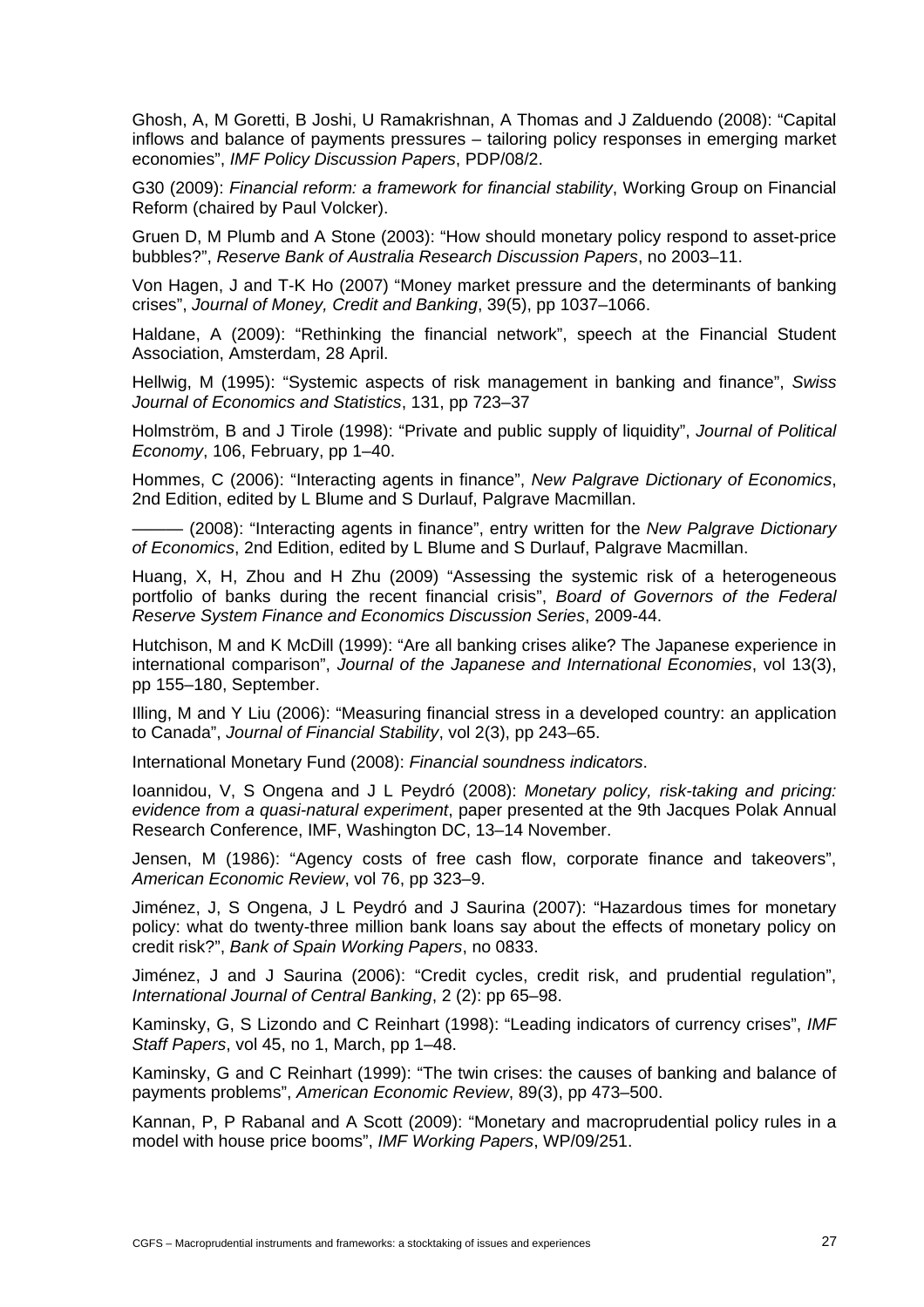Ghosh, A, M Goretti, B Joshi, U Ramakrishnan, A Thomas and J Zalduendo (2008): "Capital inflows and balance of payments pressures – tailoring policy responses in emerging market economies", *IMF Policy Discussion Papers*, PDP/08/2.

G30 (2009): *Financial reform: a framework for financial stability*, Working Group on Financial Reform (chaired by Paul Volcker).

Gruen D, M Plumb and A Stone (2003): "How should monetary policy respond to asset-price bubbles?", *Reserve Bank of Australia Research Discussion Papers*, no 2003–11.

Von Hagen, J and T-K Ho (2007) "Money market pressure and the determinants of banking crises", *Journal of Money, Credit and Banking*, 39(5), pp 1037–1066.

Haldane, A (2009): "Rethinking the financial network", speech at the Financial Student Association, Amsterdam, 28 April.

Hellwig, M (1995): "Systemic aspects of risk management in banking and finance", *Swiss Journal of Economics and Statistics*, 131, pp 723–37

Holmström, B and J Tirole (1998): "Private and public supply of liquidity", *Journal of Political Economy*, 106, February, pp 1–40.

Hommes, C (2006): "Interacting agents in finance", *New Palgrave Dictionary of Economics*, 2nd Edition, edited by L Blume and S Durlauf, Palgrave Macmillan.

——— (2008): "Interacting agents in finance", entry written for the *New Palgrave Dictionary of Economics*, 2nd Edition, edited by L Blume and S Durlauf, Palgrave Macmillan.

Huang, X, H, Zhou and H Zhu (2009) "Assessing the systemic risk of a heterogeneous portfolio of banks during the recent financial crisis", *Board of Governors of the Federal Reserve System Finance and Economics Discussion Series*, 2009-44.

Hutchison, M and K McDill (1999): "Are all banking crises alike? The Japanese experience in international comparison", *Journal of the Japanese and International Economies*, vol 13(3), pp 155–180, September.

Illing, M and Y Liu (2006): "Measuring financial stress in a developed country: an application to Canada", *Journal of Financial Stability*, vol 2(3), pp 243–65.

International Monetary Fund (2008): *Financial soundness indicators*.

Ioannidou, V, S Ongena and J L Peydró (2008): *Monetary policy, risk-taking and pricing: evidence from a quasi-natural experiment*, paper presented at the 9th Jacques Polak Annual Research Conference, IMF, Washington DC, 13–14 November.

Jensen, M (1986): "Agency costs of free cash flow, corporate finance and takeovers", *American Economic Review*, vol 76, pp 323–9.

Jiménez, J, S Ongena, J L Peydró and J Saurina (2007): "Hazardous times for monetary policy: what do twenty-three million bank loans say about the effects of monetary policy on credit risk?", *Bank of Spain Working Papers*, no 0833.

Jiménez, J and J Saurina (2006): "Credit cycles, credit risk, and prudential regulation", *International Journal of Central Banking*, 2 (2): pp 65–98.

Kaminsky, G, S Lizondo and C Reinhart (1998): "Leading indicators of currency crises", *IMF Staff Papers*, vol 45, no 1, March, pp 1–48.

Kaminsky, G and C Reinhart (1999): "The twin crises: the causes of banking and balance of payments problems", *American Economic Review*, 89(3), pp 473–500.

Kannan, P, P Rabanal and A Scott (2009): "Monetary and macroprudential policy rules in a model with house price booms", *IMF Working Papers*, WP/09/251.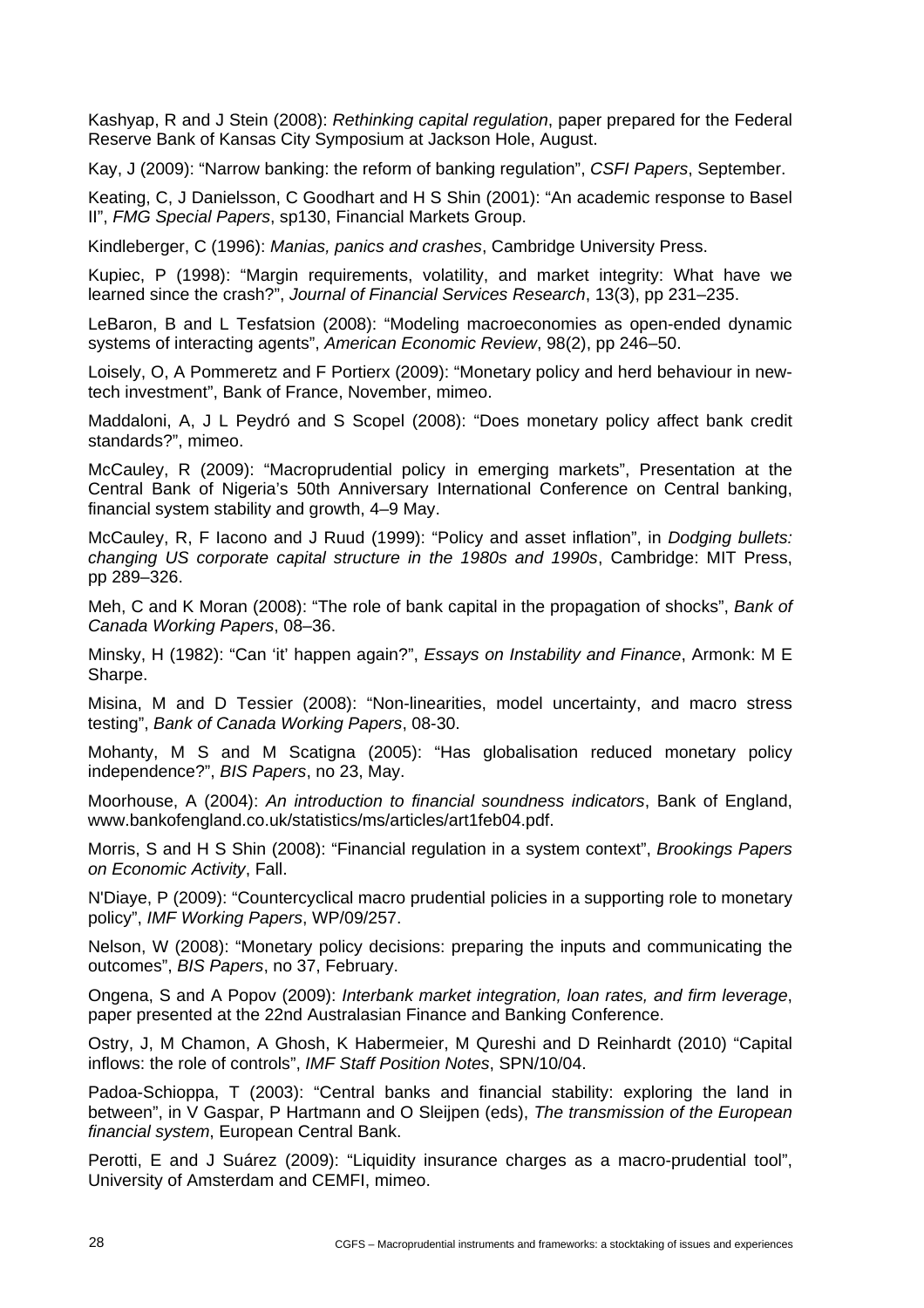Kashyap, R and J Stein (2008): *Rethinking capital regulation*, paper prepared for the Federal Reserve Bank of Kansas City Symposium at Jackson Hole, August.

Kay, J (2009): "Narrow banking: the reform of banking regulation", *CSFI Papers*, September.

Keating, C, J Danielsson, C Goodhart and H S Shin (2001): "An academic response to Basel II", *FMG Special Papers*, sp130, Financial Markets Group.

Kindleberger, C (1996): *Manias, panics and crashes*, Cambridge University Press.

Kupiec, P (1998): "Margin requirements, volatility, and market integrity: What have we learned since the crash?", *Journal of Financial Services Research*, 13(3), pp 231–235.

LeBaron, B and L Tesfatsion (2008): "Modeling macroeconomies as open-ended dynamic systems of interacting agents", *American Economic Review*, 98(2), pp 246–50.

Loisely, O, A Pommeretz and F Portierx (2009): "Monetary policy and herd behaviour in new-tech investment", Bank of France, November, mimeo.

Maddaloni, A, J L Peydró and S Scopel (2008): "Does monetary policy affect bank credit standards?", mimeo.

McCauley, R (2009): "Macroprudential policy in emerging markets", Presentation at the Central Bank of Nigeria's 50th Anniversary International Conference on Central banking, financial system stability and growth, 4–9 May.

McCauley, R, F Iacono and J Ruud (1999): "Policy and asset inflation", in *Dodging bullets: changing US corporate capital structure in the 1980s and 1990s*, Cambridge: MIT Press, pp 289–326.

Meh, C and K Moran (2008): "The role of bank capital in the propagation of shocks", *Bank of Canada Working Papers*, 08–36.

Minsky, H (1982): "Can 'it' happen again?", *Essays on Instability and Finance*, Armonk: M E Sharpe.

Misina, M and D Tessier (2008): "Non-linearities, model uncertainty, and macro stress testing", *Bank of Canada Working Papers*, 08-30.

Mohanty, M S and M Scatigna (2005): "Has globalisation reduced monetary policy independence?", *BIS Papers*, no 23, May.

Moorhouse, A (2004): *An introduction to financial soundness indicators*, Bank of England, www.bankofengland.co.uk/statistics/ms/articles/art1feb04.pdf.

Morris, S and H S Shin (2008): "Financial regulation in a system context", *Brookings Papers on Economic Activity*, Fall.

N'Diaye, P (2009): "Countercyclical macro prudential policies in a supporting role to monetary policy", *IMF Working Papers*, WP/09/257.

Nelson, W (2008): "Monetary policy decisions: preparing the inputs and communicating the outcomes", *BIS Papers*, no 37, February.

Ongena, S and A Popov (2009): *Interbank market integration, loan rates, and firm leverage*, paper presented at the 22nd Australasian Finance and Banking Conference.

Ostry, J, M Chamon, A Ghosh, K Habermeier, M Qureshi and D Reinhardt (2010) "Capital inflows: the role of controls", *IMF Staff Position Notes*, SPN/10/04.

Padoa-Schioppa, T (2003): "Central banks and financial stability: exploring the land in between", in V Gaspar, P Hartmann and O Sleijpen (eds), *The transmission of the European financial system*, European Central Bank.

Perotti, E and J Suárez (2009): "Liquidity insurance charges as a macro-prudential tool", University of Amsterdam and CEMFI, mimeo.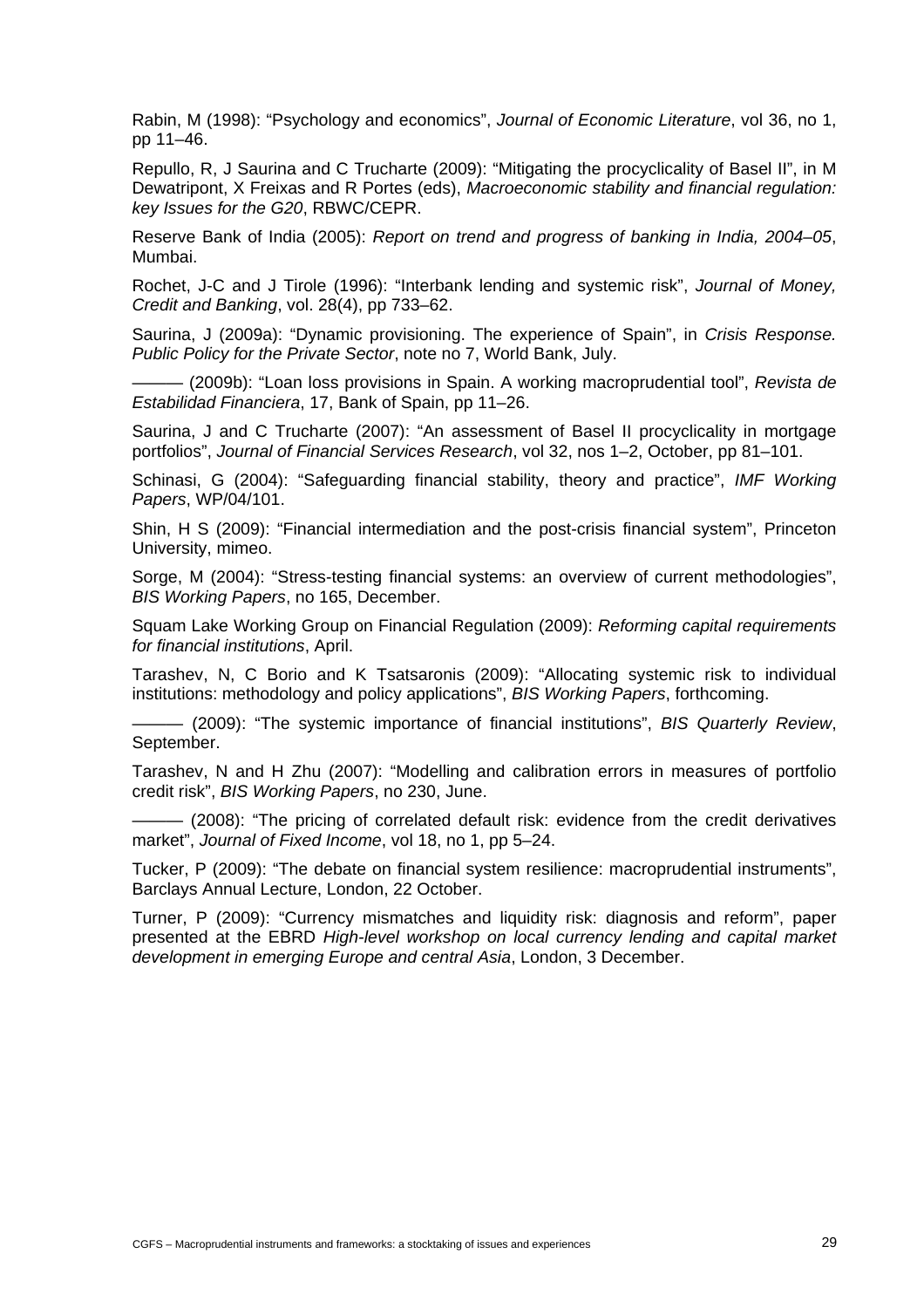Rabin, M (1998): “Psychology and economics”, *Journal of Economic Literature*, vol 36, no 1, pp 11–46.

Repullo, R, J Saurina and C Trucharte (2009): “Mitigating the procyclicality of Basel II”, in M Dewatripont, X Freixas and R Portes (eds), *Macroeconomic stability and financial regulation: key Issues for the G20*, RBWC/CEPR.

Reserve Bank of India (2005): *Report on trend and progress of banking in India, 2004–05*, Mumbai.

Rochet, J-C and J Tirole (1996): “Interbank lending and systemic risk”, *Journal of Money, Credit and Banking*, vol. 28(4), pp 733–62.

Saurina, J (2009a): “Dynamic provisioning. The experience of Spain”, in *Crisis Response. Public Policy for the Private Sector*, note no 7, World Bank, July.

——— (2009b): “Loan loss provisions in Spain. A working macroprudential tool”, *Revista de Estabilidad Financiera*, 17, Bank of Spain, pp 11–26.

Saurina, J and C Trucharte (2007): “An assessment of Basel II procyclicality in mortgage portfolios”, *Journal of Financial Services Research*, vol 32, nos 1–2, October, pp 81–101.

Schinasi, G (2004): “Safeguarding financial stability, theory and practice”, *IMF Working Papers*, WP/04/101.

Shin, H S (2009): “Financial intermediation and the post-crisis financial system”, Princeton University, mimeo.

Sorge, M (2004): “Stress-testing financial systems: an overview of current methodologies”, *BIS Working Papers*, no 165, December.

Squam Lake Working Group on Financial Regulation (2009): *Reforming capital requirements for financial institutions*, April.

Tarashev, N, C Borio and K Tsatsaronis (2009): “Allocating systemic risk to individual institutions: methodology and policy applications”, *BIS Working Papers*, forthcoming.

——— (2009): “The systemic importance of financial institutions”, *BIS Quarterly Review*, September.

Tarashev, N and H Zhu (2007): “Modelling and calibration errors in measures of portfolio credit risk”, *BIS Working Papers*, no 230, June.

——— (2008): “The pricing of correlated default risk: evidence from the credit derivatives market”, *Journal of Fixed Income*, vol 18, no 1, pp 5–24.

Tucker, P (2009): “The debate on financial system resilience: macroprudential instruments”, Barclays Annual Lecture, London, 22 October.

Turner, P (2009): “Currency mismatches and liquidity risk: diagnosis and reform”, paper presented at the EBRD *High-level workshop on local currency lending and capital market development in emerging Europe and central Asia*, London, 3 December.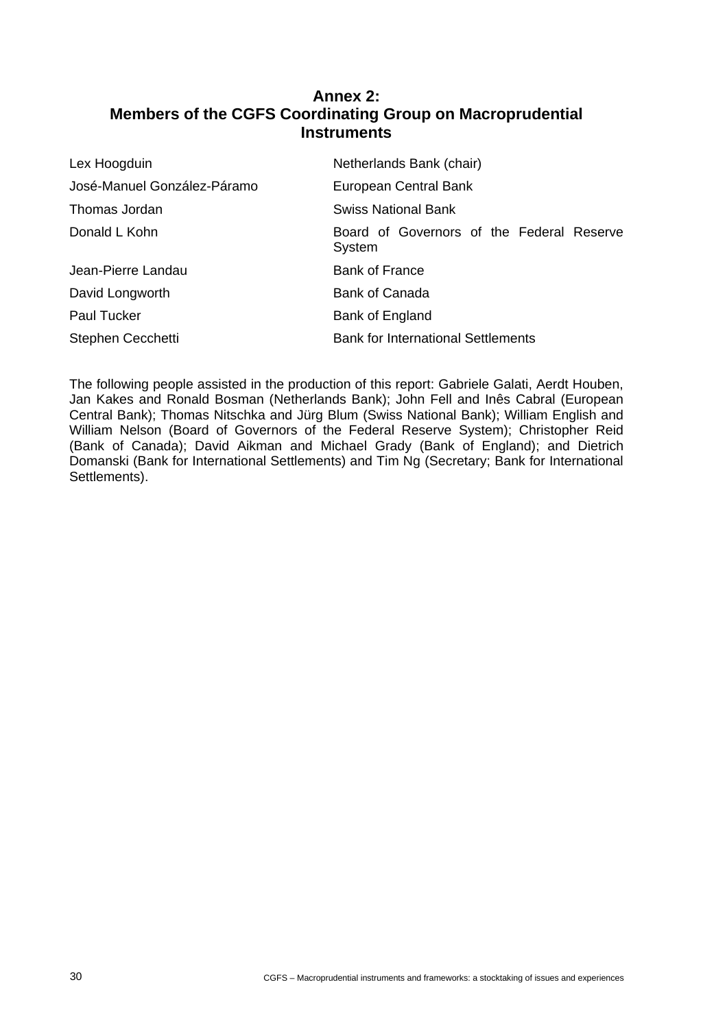# Annex 2: Members of the CGFS Coordinating Group on Macroprudential Instruments

| | |
|---|---|
| Lex Hoogduin | Netherlands Bank (chair) |
| José-Manuel González-Páramo | European Central Bank |
| Thomas Jordan | Swiss National Bank |
| Donald L Kohn | Board of Governors of the Federal Reserve System |
| Jean-Pierre Landau | Bank of France |
| David Longworth | Bank of Canada |
| Paul Tucker | Bank of England |
| Stephen Cecchetti | Bank for International Settlements |

The following people assisted in the production of this report: Gabriele Galati, Aerdt Houben, Jan Kakes and Ronald Bosman (Netherlands Bank); John Fell and Inês Cabral (European Central Bank); Thomas Nitschka and Jürg Blum (Swiss National Bank); William English and William Nelson (Board of Governors of the Federal Reserve System); Christopher Reid (Bank of Canada); David Aikman and Michael Grady (Bank of England); and Dietrich Domanski (Bank for International Settlements) and Tim Ng (Secretary; Bank for International Settlements).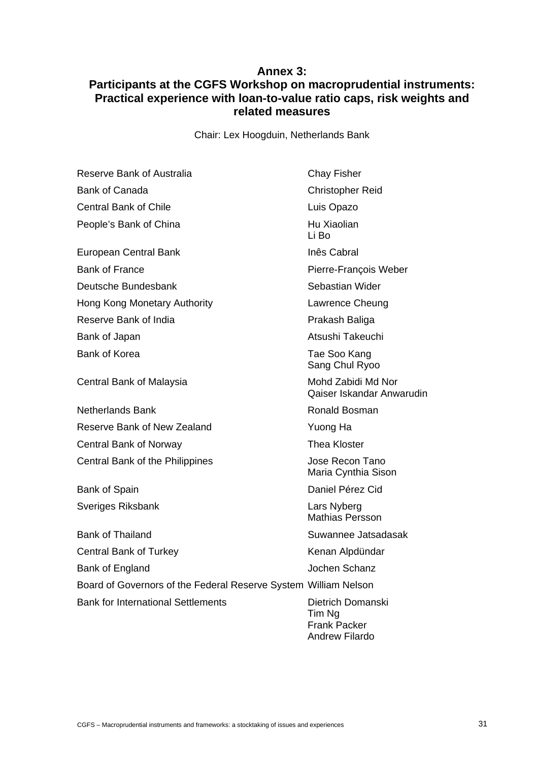## Annex 3: Participants at the CGFS Workshop on macroprudential instruments: Practical experience with loan-to-value ratio caps, risk weights and related measures

Chair: Lex Hoogduin, Netherlands Bank

| | |
|---|---|
| Reserve Bank of Australia | Chay Fisher |
| Bank of Canada | Christopher Reid |
| Central Bank of Chile | Luis Opazo |
| People's Bank of China | Hu Xiaolian<br>Li Bo |
| European Central Bank | Inês Cabral |
| Bank of France | Pierre-François Weber |
| Deutsche Bundesbank | Sebastian Wider |
| Hong Kong Monetary Authority | Lawrence Cheung |
| Reserve Bank of India | Prakash Baliga |
| Bank of Japan | Atsushi Takeuchi |
| Bank of Korea | Tae Soo Kang<br>Sang Chul Ryoo |
| Central Bank of Malaysia | Mohd Zabidi Md Nor<br>Qaiser Iskandar Anwarudin |
| Netherlands Bank | Ronald Bosman |
| Reserve Bank of New Zealand | Yuong Ha |
| Central Bank of Norway | Thea Kloster |
| Central Bank of the Philippines | Jose Recon Tano<br>Maria Cynthia Sison |
| Bank of Spain | Daniel Pérez Cid |
| Sveriges Riksbank | Lars Nyberg<br>Mathias Persson |
| Bank of Thailand | Suwannee Jatsadasak |
| Central Bank of Turkey | Kenan Alpdündar |
| Bank of England | Jochen Schanz |
| Board of Governors of the Federal Reserve System | William Nelson |
| Bank for International Settlements | Dietrich Domanski<br>Tim Ng<br>Frank Packer<br>Andrew Filardo |